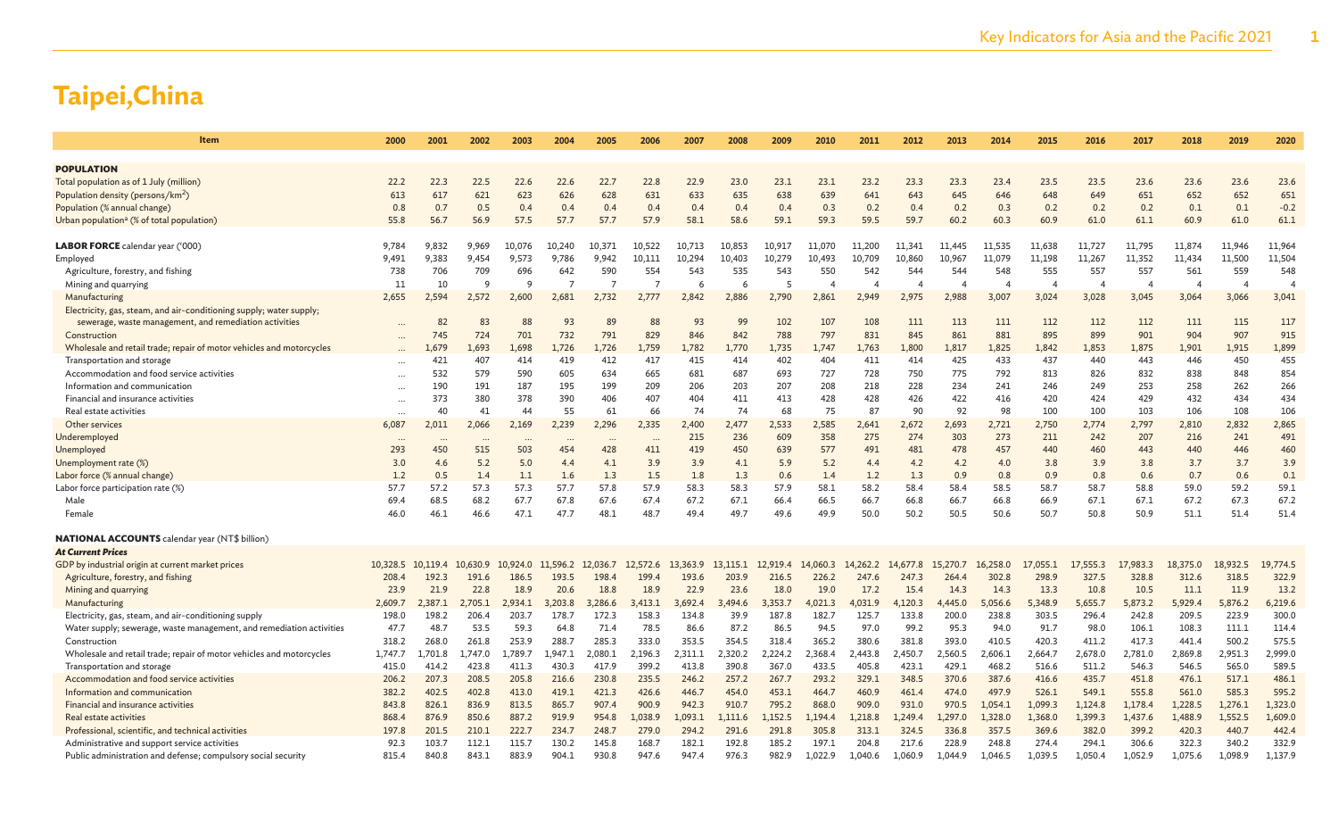# Taipei,China

| Item | 2000 | 2001 | 2002 | 2003 | 2004 | 2005 | 2006 | 2007 | 2008 | 2009 | 2010 | 2011 | 2012 | 2013 | 2014 | 2015 | 2016 | 2017 | 2018 | 2019 | 2020 |
|---|---|---|---|---|---|---|---|---|---|---|---|---|---|---|---|---|---|---|---|---|---|
| **POPULATION** | | | | | | | | | | | | | | | | | | | | | |
| Total population as of 1 July (million) | 22.2 | 22.3 | 22.5 | 22.6 | 22.6 | 22.7 | 22.8 | 22.9 | 23.0 | 23.1 | 23.1 | 23.2 | 23.3 | 23.3 | 23.4 | 23.5 | 23.5 | 23.6 | 23.6 | 23.6 | 23.6 |
| Population density (persons/km$^2$) | 613 | 617 | 621 | 623 | 626 | 628 | 631 | 633 | 635 | 638 | 639 | 641 | 643 | 645 | 646 | 648 | 649 | 651 | 652 | 652 | 651 |
| Population (% annual change) | 0.8 | 0.7 | 0.5 | 0.4 | 0.4 | 0.4 | 0.4 | 0.4 | 0.4 | 0.4 | 0.3 | 0.2 | 0.4 | 0.2 | 0.3 | 0.2 | 0.2 | 0.2 | 0.1 | 0.1 | -0.2 |
| Urban population[a] (% of total population) | 55.8 | 56.7 | 56.9 | 57.5 | 57.7 | 57.7 | 57.9 | 58.1 | 58.6 | 59.1 | 59.3 | 59.5 | 59.7 | 60.2 | 60.3 | 60.9 | 61.0 | 61.1 | 60.9 | 61.0 | 61.1 |
| **LABOR FORCE** calendar year ('000) | 9,784 | 9,832 | 9,969 | 10,076 | 10,240 | 10,371 | 10,522 | 10,713 | 10,853 | 10,917 | 11,070 | 11,200 | 11,341 | 11,445 | 11,535 | 11,638 | 11,727 | 11,795 | 11,874 | 11,946 | 11,964 |
| Employed | 9,491 | 9,383 | 9,454 | 9,573 | 9,786 | 9,942 | 10,111 | 10,294 | 10,403 | 10,279 | 10,493 | 10,709 | 10,860 | 10,967 | 11,079 | 11,198 | 11,267 | 11,352 | 11,434 | 11,500 | 11,504 |
| Agriculture, forestry, and fishing | 738 | 706 | 709 | 696 | 642 | 590 | 554 | 543 | 535 | 543 | 550 | 542 | 544 | 544 | 548 | 555 | 557 | 557 | 561 | 559 | 548 |
| Mining and quarrying | 11 | 10 | 9 | 9 | 7 | 7 | 7 | 6 | 6 | 5 | 4 | 4 | 4 | 4 | 4 | 4 | 4 | 4 | 4 | 4 | 4 |
| Manufacturing | 2,655 | 2,594 | 2,572 | 2,600 | 2,681 | 2,732 | 2,777 | 2,842 | 2,886 | 2,790 | 2,861 | 2,949 | 2,975 | 2,988 | 3,007 | 3,024 | 3,028 | 3,045 | 3,064 | 3,066 | 3,041 |
| Electricity, gas, steam, and air-conditioning supply; water supply; sewerage, waste management, and remediation activities | ... | 82 | 83 | 88 | 93 | 89 | 88 | 93 | 99 | 102 | 107 | 108 | 111 | 113 | 111 | 112 | 112 | 112 | 111 | 115 | 117 |
| Construction | ... | 745 | 724 | 701 | 732 | 791 | 829 | 846 | 842 | 788 | 797 | 831 | 845 | 861 | 881 | 895 | 899 | 901 | 904 | 907 | 915 |
| Wholesale and retail trade; repair of motor vehicles and motorcycles | ... | 1,679 | 1,693 | 1,698 | 1,726 | 1,726 | 1,759 | 1,782 | 1,770 | 1,735 | 1,747 | 1,763 | 1,800 | 1,817 | 1,825 | 1,842 | 1,853 | 1,875 | 1,901 | 1,915 | 1,899 |
| Transportation and storage | ... | 421 | 407 | 414 | 419 | 412 | 417 | 415 | 414 | 402 | 404 | 411 | 414 | 425 | 433 | 437 | 440 | 443 | 446 | 450 | 455 |
| Accommodation and food service activities | ... | 532 | 579 | 590 | 605 | 634 | 665 | 681 | 687 | 693 | 727 | 728 | 750 | 775 | 792 | 813 | 826 | 832 | 838 | 848 | 854 |
| Information and communication | ... | 190 | 191 | 187 | 195 | 199 | 209 | 206 | 203 | 207 | 208 | 218 | 228 | 234 | 241 | 246 | 249 | 253 | 258 | 262 | 266 |
| Financial and insurance activities | ... | 373 | 380 | 378 | 390 | 406 | 407 | 404 | 411 | 413 | 428 | 428 | 426 | 422 | 416 | 420 | 424 | 429 | 432 | 434 | 434 |
| Real estate activities | ... | 40 | 41 | 44 | 55 | 61 | 66 | 74 | 74 | 68 | 75 | 87 | 90 | 92 | 98 | 100 | 100 | 103 | 106 | 108 | 106 |
| Other services | 6,087 | 2,011 | 2,066 | 2,169 | 2,239 | 2,296 | 2,335 | 2,400 | 2,477 | 2,533 | 2,585 | 2,641 | 2,672 | 2,693 | 2,721 | 2,750 | 2,774 | 2,797 | 2,810 | 2,832 | 2,865 |
| Underemployed | ... | ... | ... | ... | ... | ... | ... | 215 | 236 | 609 | 358 | 275 | 274 | 303 | 273 | 211 | 242 | 207 | 216 | 241 | 491 |
| Unemployed | 293 | 450 | 515 | 503 | 454 | 428 | 411 | 419 | 450 | 639 | 577 | 491 | 481 | 478 | 457 | 440 | 460 | 443 | 440 | 446 | 460 |
| Unemployment rate (%) | 3.0 | 4.6 | 5.2 | 5.0 | 4.4 | 4.1 | 3.9 | 3.9 | 4.1 | 5.9 | 5.2 | 4.4 | 4.2 | 4.2 | 4.0 | 3.8 | 3.9 | 3.8 | 3.7 | 3.7 | 3.9 |
| Labor force (% annual change) | 1.2 | 0.5 | 1.4 | 1.1 | 1.6 | 1.3 | 1.5 | 1.8 | 1.3 | 0.6 | 1.4 | 1.2 | 1.3 | 0.9 | 0.8 | 0.9 | 0.8 | 0.6 | 0.7 | 0.6 | 0.1 |
| Labor force participation rate (%) | 57.7 | 57.2 | 57.3 | 57.3 | 57.7 | 57.8 | 57.9 | 58.3 | 58.3 | 57.9 | 58.1 | 58.2 | 58.4 | 58.4 | 58.5 | 58.7 | 58.7 | 58.8 | 59.0 | 59.2 | 59.1 |
| Male | 69.4 | 68.5 | 68.2 | 67.7 | 67.8 | 67.6 | 67.4 | 67.2 | 67.1 | 66.4 | 66.5 | 66.7 | 66.8 | 66.7 | 66.8 | 66.9 | 67.1 | 67.1 | 67.2 | 67.3 | 67.2 |
| Female | 46.0 | 46.1 | 46.6 | 47.1 | 47.7 | 48.1 | 48.7 | 49.4 | 49.7 | 49.6 | 49.9 | 50.0 | 50.2 | 50.5 | 50.6 | 50.7 | 50.8 | 50.9 | 51.1 | 51.4 | 51.4 |
| **NATIONAL ACCOUNTS** calendar year (NT$ billion) | | | | | | | | | | | | | | | | | | | | | |
| ***At Current Prices*** | | | | | | | | | | | | | | | | | | | | | |
| GDP by industrial origin at current market prices | 10,328.5 | 10,119.4 | 10,630.9 | 10,924.0 | 11,596.2 | 12,036.7 | 12,572.6 | 13,363.9 | 13,115.1 | 12,919.4 | 14,060.3 | 14,262.2 | 14,677.8 | 15,270.7 | 16,258.0 | 17,055.1 | 17,555.3 | 17,983.3 | 18,375.0 | 18,932.5 | 19,774.5 |
| Agriculture, forestry, and fishing | 208.4 | 192.3 | 191.6 | 186.5 | 193.5 | 198.4 | 199.4 | 193.6 | 203.9 | 216.5 | 226.2 | 247.6 | 247.3 | 264.4 | 302.8 | 298.9 | 327.5 | 328.8 | 312.6 | 318.5 | 322.9 |
| Mining and quarrying | 23.9 | 21.9 | 22.8 | 18.9 | 20.6 | 18.8 | 18.9 | 22.9 | 23.6 | 18.0 | 19.0 | 17.2 | 15.4 | 14.3 | 14.3 | 13.3 | 10.8 | 10.5 | 11.1 | 11.9 | 13.2 |
| Manufacturing | 2,609.7 | 2,387.1 | 2,705.1 | 2,934.1 | 3,203.8 | 3,286.6 | 3,413.1 | 3,692.4 | 3,494.6 | 3,353.7 | 4,021.3 | 4,031.9 | 4,120.3 | 4,445.0 | 5,056.6 | 5,348.9 | 5,655.7 | 5,873.2 | 5,929.4 | 5,876.2 | 6,219.6 |
| Electricity, gas, steam, and air-conditioning supply | 198.0 | 198.2 | 206.4 | 203.7 | 178.7 | 172.3 | 158.3 | 134.8 | 39.9 | 187.8 | 182.7 | 125.7 | 133.8 | 200.0 | 238.8 | 303.5 | 296.4 | 242.8 | 209.5 | 223.9 | 300.0 |
| Water supply; sewerage, waste management, and remediation activities | 47.7 | 48.7 | 53.5 | 59.3 | 64.8 | 71.4 | 78.5 | 86.6 | 87.2 | 86.5 | 94.5 | 97.0 | 99.2 | 95.3 | 94.0 | 91.7 | 98.0 | 106.1 | 108.3 | 111.1 | 114.4 |
| Construction | 318.2 | 268.0 | 261.8 | 253.9 | 288.7 | 285.3 | 333.0 | 353.5 | 354.5 | 318.4 | 365.2 | 380.6 | 381.8 | 393.0 | 410.5 | 420.3 | 411.2 | 417.3 | 441.4 | 500.2 | 575.5 |
| Wholesale and retail trade; repair of motor vehicles and motorcycles | 1,747.7 | 1,701.8 | 1,747.0 | 1,789.7 | 1,947.1 | 2,080.1 | 2,196.3 | 2,311.1 | 2,320.2 | 2,224.2 | 2,368.4 | 2,443.8 | 2,450.7 | 2,560.5 | 2,606.1 | 2,664.7 | 2,678.0 | 2,781.0 | 2,869.8 | 2,951.3 | 2,999.0 |
| Transportation and storage | 415.0 | 414.2 | 423.8 | 411.3 | 430.3 | 417.9 | 399.2 | 413.8 | 390.8 | 367.0 | 433.5 | 405.8 | 423.1 | 429.1 | 468.2 | 516.6 | 511.2 | 546.3 | 546.5 | 565.0 | 589.5 |
| Accommodation and food service activities | 206.2 | 207.3 | 208.5 | 205.8 | 216.6 | 230.8 | 235.5 | 246.2 | 257.2 | 267.7 | 293.2 | 329.1 | 348.5 | 370.6 | 387.6 | 416.6 | 435.7 | 451.8 | 476.1 | 517.1 | 486.1 |
| Information and communication | 382.2 | 402.5 | 402.8 | 413.0 | 419.1 | 421.3 | 426.6 | 446.7 | 454.0 | 453.1 | 464.7 | 460.9 | 461.4 | 474.0 | 497.9 | 526.1 | 549.1 | 555.8 | 561.0 | 585.3 | 595.2 |
| Financial and insurance activities | 843.8 | 826.1 | 836.9 | 813.5 | 865.7 | 907.4 | 900.9 | 942.3 | 910.7 | 795.2 | 868.0 | 909.0 | 931.0 | 970.5 | 1,054.1 | 1,099.3 | 1,124.8 | 1,178.4 | 1,228.5 | 1,276.1 | 1,323.0 |
| Real estate activities | 868.4 | 876.9 | 850.6 | 887.2 | 919.9 | 954.8 | 1,038.9 | 1,093.1 | 1,111.6 | 1,152.5 | 1,194.4 | 1,218.8 | 1,249.4 | 1,297.0 | 1,328.0 | 1,368.0 | 1,399.3 | 1,437.6 | 1,488.9 | 1,552.5 | 1,609.0 |
| Professional, scientific, and technical activities | 197.8 | 201.5 | 210.1 | 222.7 | 234.7 | 248.7 | 279.0 | 294.2 | 291.6 | 291.8 | 305.8 | 313.1 | 324.5 | 336.8 | 357.5 | 369.6 | 382.0 | 399.2 | 420.3 | 440.7 | 442.4 |
| Administrative and support service activities | 92.3 | 103.7 | 112.1 | 115.7 | 130.2 | 145.8 | 168.7 | 182.1 | 192.8 | 185.2 | 197.1 | 204.8 | 217.6 | 228.9 | 248.8 | 274.4 | 294.1 | 306.6 | 322.3 | 340.2 | 332.9 |
| Public administration and defense; compulsory social security | 815.4 | 840.8 | 843.1 | 883.9 | 904.1 | 930.8 | 947.6 | 947.4 | 976.3 | 982.9 | 1,022.9 | 1,040.6 | 1,060.9 | 1,044.9 | 1,046.5 | 1,039.5 | 1,050.4 | 1,052.9 | 1,075.6 | 1,098.9 | 1,137.9 |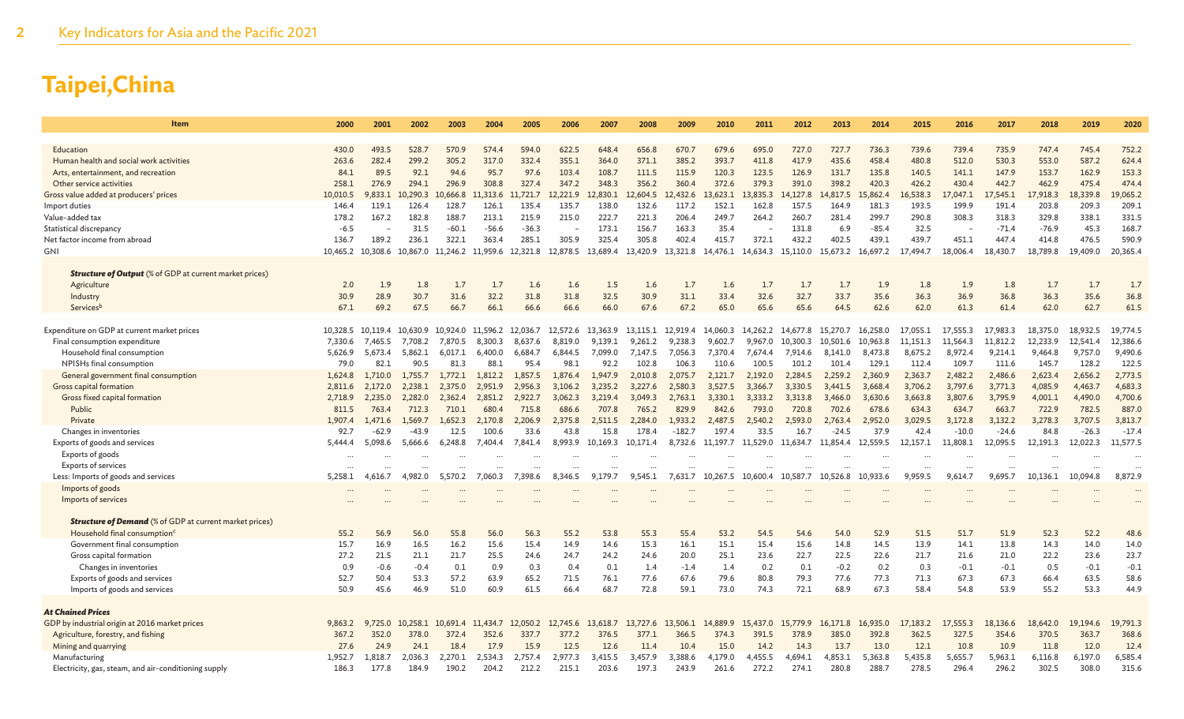# Taipei,China

| Item | 2000 | 2001 | 2002 | 2003 | 2004 | 2005 | 2006 | 2007 | 2008 | 2009 | 2010 | 2011 | 2012 | 2013 | 2014 | 2015 | 2016 | 2017 | 2018 | 2019 | 2020 |
|---|---|---|---|---|---|---|---|---|---|---|---|---|---|---|---|---|---|---|---|---|---|
| Education | 430.0 | 493.5 | 528.7 | 570.9 | 574.4 | 594.0 | 622.5 | 648.4 | 656.8 | 670.7 | 679.6 | 695.0 | 727.0 | 727.7 | 736.3 | 739.6 | 739.4 | 735.9 | 747.4 | 745.4 | 752.2 |
| Human health and social work activities | 263.6 | 282.4 | 299.2 | 305.2 | 317.0 | 332.4 | 355.1 | 364.0 | 371.1 | 385.2 | 393.7 | 411.8 | 417.9 | 435.6 | 458.4 | 480.8 | 512.0 | 530.3 | 553.0 | 587.2 | 624.4 |
| Arts, entertainment, and recreation | 84.1 | 89.5 | 92.1 | 94.6 | 95.7 | 97.6 | 103.4 | 108.7 | 111.5 | 115.9 | 120.3 | 123.5 | 126.9 | 131.7 | 135.8 | 140.5 | 141.1 | 147.9 | 153.7 | 162.9 | 153.3 |
| Other service activities | 258.1 | 276.9 | 294.1 | 296.9 | 308.8 | 327.4 | 347.2 | 348.3 | 356.2 | 360.4 | 372.6 | 379.3 | 391.0 | 398.2 | 420.3 | 426.2 | 430.4 | 442.7 | 462.9 | 475.4 | 474.4 |
| Gross value added at producers' prices | 10,010.5 | 9,833.1 | 10,290.3 | 10,666.8 | 11,313.6 | 11,721.7 | 12,221.9 | 12,830.1 | 12,604.5 | 12,432.6 | 13,623.1 | 13,835.3 | 14,127.8 | 14,817.5 | 15,862.4 | 16,538.3 | 17,047.1 | 17,545.1 | 17,918.3 | 18,339.8 | 19,065.2 |
| Import duties | 146.4 | 119.1 | 126.4 | 128.7 | 126.1 | 135.4 | 135.7 | 138.0 | 132.6 | 117.2 | 152.1 | 162.8 | 157.5 | 164.9 | 181.3 | 193.5 | 199.9 | 191.4 | 203.8 | 209.3 | 209.1 |
| Value-added tax | 178.2 | 167.2 | 182.8 | 188.7 | 213.1 | 215.9 | 215.0 | 222.7 | 221.3 | 206.4 | 249.7 | 264.2 | 260.7 | 281.4 | 299.7 | 290.8 | 308.3 | 318.3 | 329.8 | 338.1 | 331.5 |
| Statistical discrepancy | -6.5 | – | 31.5 | -60.1 | -56.6 | -36.3 | – | 173.1 | 156.7 | 163.3 | 35.4 | – | 131.8 | 6.9 | -85.4 | 32.5 | – | -71.4 | -76.9 | 45.3 | 168.7 |
| Net factor income from abroad | 136.7 | 189.2 | 236.1 | 322.1 | 363.4 | 285.1 | 305.9 | 325.4 | 305.8 | 402.4 | 415.7 | 372.1 | 432.2 | 402.5 | 439.1 | 439.7 | 451.1 | 447.4 | 414.8 | 476.5 | 590.9 |
| GNI | 10,465.2 | 10,308.6 | 10,867.0 | 11,246.2 | 11,959.6 | 12,321.8 | 12,878.5 | 13,689.4 | 13,420.9 | 13,321.8 | 14,476.1 | 14,634.3 | 15,110.0 | 15,673.2 | 16,697.2 | 17,494.7 | 18,006.4 | 18,430.7 | 18,789.8 | 19,409.0 | 20,365.4 |
| ***Structure of Output*** (% of GDP at current market prices) | | | | | | | | | | | | | | | | | | | | | |
| Agriculture | 2.0 | 1.9 | 1.8 | 1.7 | 1.7 | 1.6 | 1.6 | 1.5 | 1.6 | 1.7 | 1.6 | 1.7 | 1.7 | 1.7 | 1.9 | 1.8 | 1.9 | 1.8 | 1.7 | 1.7 | 1.7 |
| Industry | 30.9 | 28.9 | 30.7 | 31.6 | 32.2 | 31.8 | 31.8 | 32.5 | 30.9 | 31.1 | 33.4 | 32.6 | 32.7 | 33.7 | 35.6 | 36.3 | 36.9 | 36.8 | 36.3 | 35.6 | 36.8 |
| Services[b] | 67.1 | 69.2 | 67.5 | 66.7 | 66.1 | 66.6 | 66.6 | 66.0 | 67.6 | 67.2 | 65.0 | 65.6 | 65.6 | 64.5 | 62.6 | 62.0 | 61.3 | 61.4 | 62.0 | 62.7 | 61.5 |
| Expenditure on GDP at current market prices | 10,328.5 | 10,119.4 | 10,630.9 | 10,924.0 | 11,596.2 | 12,036.7 | 12,572.6 | 13,363.9 | 13,115.1 | 12,919.4 | 14,060.3 | 14,262.2 | 14,677.8 | 15,270.7 | 16,258.0 | 17,055.1 | 17,555.3 | 17,983.3 | 18,375.0 | 18,932.5 | 19,774.5 |
| Final consumption expenditure | 7,330.6 | 7,465.5 | 7,708.2 | 7,870.5 | 8,300.3 | 8,637.6 | 8,819.0 | 9,139.1 | 9,261.2 | 9,238.3 | 9,602.7 | 9,967.0 | 10,300.3 | 10,501.6 | 10,963.8 | 11,151.3 | 11,564.3 | 11,812.2 | 12,233.9 | 12,541.4 | 12,386.6 |
| Household final consumption | 5,626.9 | 5,673.4 | 5,862.1 | 6,017.1 | 6,400.0 | 6,684.7 | 6,844.5 | 7,099.0 | 7,147.5 | 7,056.3 | 7,370.4 | 7,674.4 | 7,914.6 | 8,141.0 | 8,473.8 | 8,675.2 | 8,972.4 | 9,214.1 | 9,464.8 | 9,757.0 | 9,490.6 |
| NPISHs final consumption | 79.0 | 82.1 | 90.5 | 81.3 | 88.1 | 95.4 | 98.1 | 92.2 | 102.8 | 106.3 | 110.6 | 100.5 | 101.2 | 101.4 | 129.1 | 112.4 | 109.7 | 111.6 | 145.7 | 128.2 | 122.5 |
| General government final consumption | 1,624.8 | 1,710.0 | 1,755.7 | 1,772.1 | 1,812.2 | 1,857.5 | 1,876.4 | 1,947.9 | 2,010.8 | 2,075.7 | 2,121.7 | 2,192.0 | 2,284.5 | 2,259.2 | 2,360.9 | 2,363.7 | 2,482.2 | 2,486.6 | 2,623.4 | 2,656.2 | 2,773.5 |
| Gross capital formation | 2,811.6 | 2,172.0 | 2,238.1 | 2,375.0 | 2,951.9 | 2,956.3 | 3,106.2 | 3,235.2 | 3,227.6 | 2,580.3 | 3,527.5 | 3,366.7 | 3,330.5 | 3,441.5 | 3,668.4 | 3,706.2 | 3,797.6 | 3,771.3 | 4,085.9 | 4,463.7 | 4,683.3 |
| Gross fixed capital formation | 2,718.9 | 2,235.0 | 2,282.0 | 2,362.4 | 2,851.2 | 2,922.7 | 3,062.3 | 3,219.4 | 3,049.3 | 2,763.1 | 3,330.1 | 3,333.2 | 3,313.8 | 3,466.0 | 3,630.6 | 3,663.8 | 3,807.6 | 3,795.9 | 4,001.1 | 4,490.0 | 4,700.6 |
| Public | 811.5 | 763.4 | 712.3 | 710.1 | 680.4 | 715.8 | 686.6 | 707.8 | 765.2 | 829.9 | 842.6 | 793.0 | 720.8 | 702.6 | 678.6 | 634.3 | 634.7 | 663.7 | 722.9 | 782.5 | 887.0 |
| Private | 1,907.4 | 1,471.6 | 1,569.7 | 1,652.3 | 2,170.8 | 2,206.9 | 2,375.8 | 2,511.5 | 2,284.0 | 1,933.2 | 2,487.5 | 2,540.2 | 2,593.0 | 2,763.4 | 2,952.0 | 3,029.5 | 3,172.8 | 3,132.2 | 3,278.3 | 3,707.5 | 3,813.7 |
| Changes in inventories | 92.7 | -62.9 | -43.9 | 12.5 | 100.6 | 33.6 | 43.8 | 15.8 | 178.4 | -182.7 | 197.4 | 33.5 | 16.7 | -24.5 | 37.9 | 42.4 | -10.0 | -24.6 | 84.8 | -26.3 | -17.4 |
| Exports of goods and services | 5,444.4 | 5,098.6 | 5,666.6 | 6,248.8 | 7,404.4 | 7,841.4 | 8,993.9 | 10,169.3 | 10,171.4 | 8,732.6 | 11,197.7 | 11,529.0 | 11,634.7 | 11,854.4 | 12,559.5 | 12,157.1 | 11,808.1 | 12,095.5 | 12,191.3 | 12,022.3 | 11,577.5 |
| Exports of goods | ... | ... | ... | ... | ... | ... | ... | ... | ... | ... | ... | ... | ... | ... | ... | ... | ... | ... | ... | ... | ... |
| Exports of services | ... | ... | ... | ... | ... | ... | ... | ... | ... | ... | ... | ... | ... | ... | ... | ... | ... | ... | ... | ... | ... |
| Less: Imports of goods and services | 5,258.1 | 4,616.7 | 4,982.0 | 5,570.2 | 7,060.3 | 7,398.6 | 8,346.5 | 9,179.7 | 9,545.1 | 7,631.7 | 10,267.5 | 10,600.4 | 10,587.7 | 10,526.8 | 10,933.6 | 9,959.5 | 9,614.7 | 9,695.7 | 10,136.1 | 10,094.8 | 8,872.9 |
| Imports of goods | ... | ... | ... | ... | ... | ... | ... | ... | ... | ... | ... | ... | ... | ... | ... | ... | ... | ... | ... | ... | ... |
| Imports of services | ... | ... | ... | ... | ... | ... | ... | ... | ... | ... | ... | ... | ... | ... | ... | ... | ... | ... | ... | ... | ... |
| ***Structure of Demand*** (% of GDP at current market prices) | | | | | | | | | | | | | | | | | | | | | |
| Household final consumption[c] | 55.2 | 56.9 | 56.0 | 55.8 | 56.0 | 56.3 | 55.2 | 53.8 | 55.3 | 55.4 | 53.2 | 54.5 | 54.6 | 54.0 | 52.9 | 51.5 | 51.7 | 51.9 | 52.3 | 52.2 | 48.6 |
| Government final consumption | 15.7 | 16.9 | 16.5 | 16.2 | 15.6 | 15.4 | 14.9 | 14.6 | 15.3 | 16.1 | 15.1 | 15.4 | 15.6 | 14.8 | 14.5 | 13.9 | 14.1 | 13.8 | 14.3 | 14.0 | 14.0 |
| Gross capital formation | 27.2 | 21.5 | 21.1 | 21.7 | 25.5 | 24.6 | 24.7 | 24.2 | 24.6 | 20.0 | 25.1 | 23.6 | 22.7 | 22.5 | 22.6 | 21.7 | 21.6 | 21.0 | 22.2 | 23.6 | 23.7 |
| Changes in inventories | 0.9 | -0.6 | -0.4 | 0.1 | 0.9 | 0.3 | 0.4 | 0.1 | 1.4 | -1.4 | 1.4 | 0.2 | 0.1 | -0.2 | 0.2 | 0.3 | -0.1 | -0.1 | 0.5 | -0.1 | -0.1 |
| Exports of goods and services | 52.7 | 50.4 | 53.3 | 57.2 | 63.9 | 65.2 | 71.5 | 76.1 | 77.6 | 67.6 | 79.6 | 80.8 | 79.3 | 77.6 | 77.3 | 71.3 | 67.3 | 67.3 | 66.4 | 63.5 | 58.6 |
| Imports of goods and services | 50.9 | 45.6 | 46.9 | 51.0 | 60.9 | 61.5 | 66.4 | 68.7 | 72.8 | 59.1 | 73.0 | 74.3 | 72.1 | 68.9 | 67.3 | 58.4 | 54.8 | 53.9 | 55.2 | 53.3 | 44.9 |
| ***At Chained Prices*** | | | | | | | | | | | | | | | | | | | | | |
| GDP by industrial origin at 2016 market prices | 9,863.2 | 9,725.0 | 10,258.1 | 10,691.4 | 11,434.7 | 12,050.2 | 12,745.6 | 13,618.7 | 13,727.6 | 13,506.1 | 14,889.9 | 15,437.0 | 15,779.9 | 16,171.8 | 16,935.0 | 17,183.2 | 17,555.3 | 18,136.6 | 18,642.0 | 19,194.6 | 19,791.3 |
| Agriculture, forestry, and fishing | 367.2 | 352.0 | 378.0 | 372.4 | 352.6 | 337.7 | 377.2 | 376.5 | 377.1 | 366.5 | 374.3 | 391.5 | 378.9 | 385.0 | 392.8 | 362.5 | 327.5 | 354.6 | 370.5 | 363.7 | 368.6 |
| Mining and quarrying | 27.6 | 24.9 | 24.1 | 18.4 | 17.9 | 15.9 | 12.5 | 12.6 | 11.4 | 10.4 | 15.0 | 14.2 | 14.3 | 13.7 | 13.0 | 12.1 | 10.8 | 10.9 | 11.8 | 12.0 | 12.4 |
| Manufacturing | 1,952.7 | 1,818.7 | 2,036.3 | 2,270.1 | 2,534.3 | 2,757.4 | 2,977.3 | 3,415.5 | 3,457.9 | 3,388.6 | 4,179.0 | 4,455.5 | 4,694.1 | 4,853.1 | 5,363.8 | 5,435.8 | 5,655.7 | 5,963.1 | 6,116.8 | 6,197.0 | 6,585.4 |
| Electricity, gas, steam, and air-conditioning supply | 186.3 | 177.8 | 184.9 | 190.2 | 204.2 | 212.2 | 215.1 | 203.6 | 197.3 | 243.9 | 261.6 | 272.2 | 274.1 | 280.8 | 288.7 | 278.5 | 296.4 | 296.2 | 302.5 | 308.0 | 315.6 |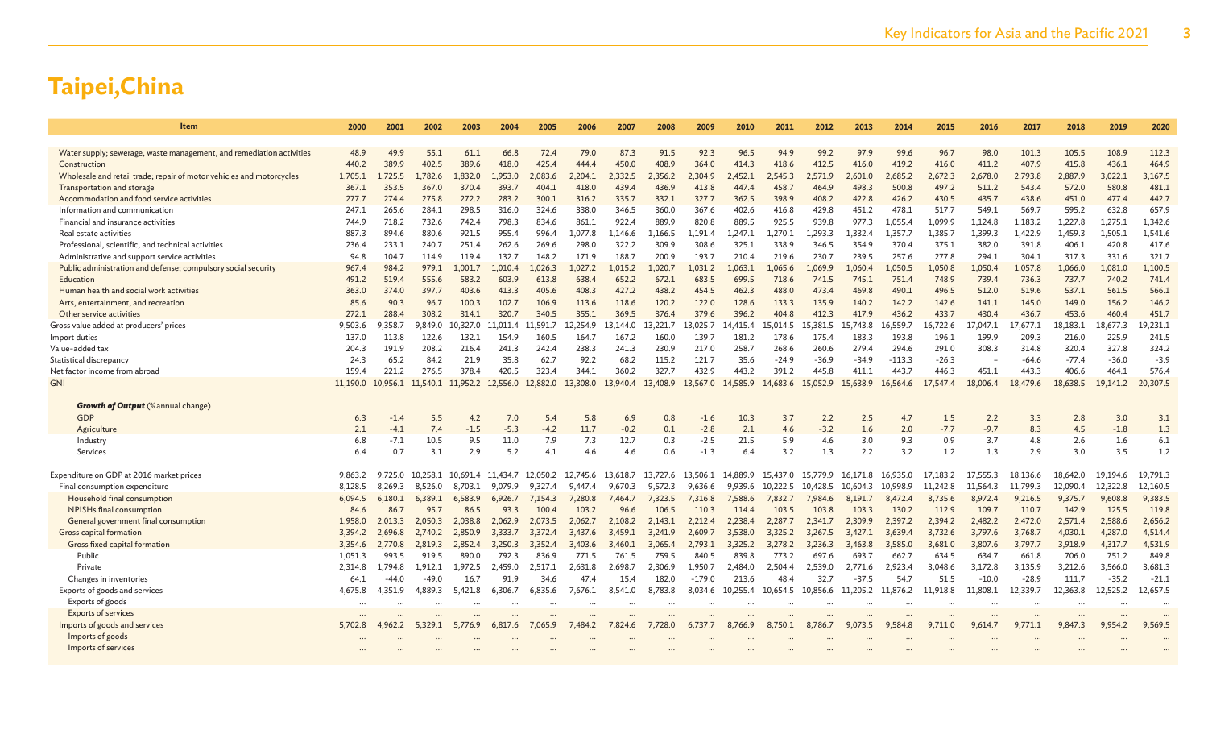# Taipei,China

| Item | 2000 | 2001 | 2002 | 2003 | 2004 | 2005 | 2006 | 2007 | 2008 | 2009 | 2010 | 2011 | 2012 | 2013 | 2014 | 2015 | 2016 | 2017 | 2018 | 2019 | 2020 |
|---|---|---|---|---|---|---|---|---|---|---|---|---|---|---|---|---|---|---|---|---|---|
| Water supply; sewerage, waste management, and remediation activities | 48.9 | 49.9 | 55.1 | 61.1 | 66.8 | 72.4 | 79.0 | 87.3 | 91.5 | 92.3 | 96.5 | 94.9 | 99.2 | 97.9 | 99.6 | 96.7 | 98.0 | 101.3 | 105.5 | 108.9 | 112.3 |
| Construction | 440.2 | 389.9 | 402.5 | 389.6 | 418.0 | 425.4 | 444.4 | 450.0 | 408.9 | 364.0 | 414.3 | 418.6 | 412.5 | 416.0 | 419.2 | 416.0 | 411.2 | 407.9 | 415.8 | 436.1 | 464.9 |
| Wholesale and retail trade; repair of motor vehicles and motorcycles | 1,705.1 | 1,725.5 | 1,782.6 | 1,832.0 | 1,953.0 | 2,083.6 | 2,204.1 | 2,332.5 | 2,356.2 | 2,304.9 | 2,452.1 | 2,545.3 | 2,571.9 | 2,601.0 | 2,685.2 | 2,672.3 | 2,678.0 | 2,793.8 | 2,887.9 | 3,022.1 | 3,167.5 |
| Transportation and storage | 367.1 | 353.5 | 367.0 | 370.4 | 393.7 | 404.1 | 418.0 | 439.4 | 436.9 | 413.8 | 447.4 | 458.7 | 464.9 | 498.3 | 500.8 | 497.2 | 511.2 | 543.4 | 572.0 | 580.8 | 481.1 |
| Accommodation and food service activities | 277.7 | 274.4 | 275.8 | 272.2 | 283.2 | 300.1 | 316.2 | 335.7 | 332.1 | 327.7 | 362.5 | 398.9 | 408.2 | 422.8 | 426.2 | 430.5 | 435.7 | 438.6 | 451.0 | 477.4 | 442.7 |
| Information and communication | 247.1 | 265.6 | 284.1 | 298.5 | 316.0 | 324.6 | 338.0 | 346.5 | 360.0 | 367.6 | 402.6 | 416.8 | 429.8 | 451.2 | 478.1 | 517.7 | 549.1 | 569.7 | 595.2 | 632.8 | 657.9 |
| Financial and insurance activities | 744.9 | 718.2 | 732.6 | 742.4 | 798.3 | 834.6 | 861.1 | 922.4 | 889.9 | 820.8 | 889.5 | 925.5 | 939.8 | 977.3 | 1,055.4 | 1,099.9 | 1,124.8 | 1,183.2 | 1,227.8 | 1,275.1 | 1,342.6 |
| Real estate activities | 887.3 | 894.6 | 880.6 | 921.5 | 955.4 | 996.4 | 1,077.8 | 1,146.6 | 1,166.5 | 1,191.4 | 1,247.1 | 1,270.1 | 1,293.3 | 1,332.4 | 1,357.7 | 1,385.7 | 1,399.3 | 1,422.9 | 1,459.3 | 1,505.1 | 1,541.6 |
| Professional, scientific, and technical activities | 236.4 | 233.1 | 240.7 | 251.4 | 262.6 | 269.6 | 298.0 | 322.2 | 309.9 | 308.6 | 325.1 | 338.9 | 346.5 | 354.9 | 370.4 | 375.1 | 382.0 | 391.8 | 406.1 | 420.8 | 417.6 |
| Administrative and support service activities | 94.8 | 104.7 | 114.9 | 119.4 | 132.7 | 148.2 | 171.9 | 188.7 | 200.9 | 193.7 | 210.4 | 219.6 | 230.7 | 239.5 | 257.6 | 277.8 | 294.1 | 304.1 | 317.3 | 331.6 | 321.7 |
| Public administration and defense; compulsory social security | 967.4 | 984.2 | 979.1 | 1,001.7 | 1,010.4 | 1,026.3 | 1,027.2 | 1,015.2 | 1,020.7 | 1,031.2 | 1,063.1 | 1,065.6 | 1,069.9 | 1,060.4 | 1,050.5 | 1,050.8 | 1,050.4 | 1,057.8 | 1,066.0 | 1,081.0 | 1,100.5 |
| Education | 491.2 | 519.4 | 555.6 | 583.2 | 603.9 | 613.8 | 638.4 | 652.2 | 672.1 | 683.5 | 699.5 | 718.6 | 741.5 | 745.1 | 751.4 | 748.9 | 739.4 | 736.3 | 737.7 | 740.2 | 741.4 |
| Human health and social work activities | 363.0 | 374.0 | 397.7 | 403.6 | 413.3 | 405.6 | 408.3 | 427.2 | 438.2 | 454.5 | 462.3 | 488.0 | 473.4 | 469.8 | 490.1 | 496.5 | 512.0 | 519.6 | 537.1 | 561.5 | 566.1 |
| Arts, entertainment, and recreation | 85.6 | 90.3 | 96.7 | 100.3 | 102.7 | 106.9 | 113.6 | 118.6 | 120.2 | 122.0 | 128.6 | 133.3 | 135.9 | 140.2 | 142.2 | 142.6 | 141.1 | 145.0 | 149.0 | 156.2 | 146.2 |
| Other service activities | 272.1 | 288.4 | 308.2 | 314.1 | 320.7 | 340.5 | 355.1 | 369.5 | 376.4 | 379.6 | 396.2 | 404.8 | 412.3 | 417.9 | 436.2 | 433.7 | 430.4 | 436.7 | 453.6 | 460.4 | 451.7 |
| Gross value added at producers' prices | 9,503.6 | 9,358.7 | 9,849.0 | 10,327.0 | 11,011.4 | 11,591.7 | 12,254.9 | 13,144.0 | 13,221.7 | 13,025.7 | 14,415.4 | 15,014.5 | 15,381.5 | 15,743.8 | 16,559.7 | 16,722.6 | 17,047.1 | 17,677.1 | 18,183.1 | 18,677.3 | 19,231.1 |
| Import duties | 137.0 | 113.8 | 122.6 | 132.1 | 154.9 | 160.5 | 164.7 | 167.2 | 160.0 | 139.7 | 181.2 | 178.6 | 175.4 | 183.3 | 193.8 | 196.1 | 199.9 | 209.3 | 216.0 | 225.9 | 241.5 |
| Value-added tax | 204.3 | 191.9 | 208.2 | 216.4 | 241.3 | 242.4 | 238.3 | 241.3 | 230.9 | 217.0 | 258.7 | 268.6 | 260.6 | 279.4 | 294.6 | 291.0 | 308.3 | 314.8 | 320.4 | 327.8 | 324.2 |
| Statistical discrepancy | 24.3 | 65.2 | 84.2 | 21.9 | 35.8 | 62.7 | 92.2 | 68.2 | 115.2 | 121.7 | 35.6 | -24.9 | -36.9 | -34.9 | -113.3 | -26.3 | – | -64.6 | -77.4 | -36.0 | -3.9 |
| Net factor income from abroad | 159.4 | 221.2 | 276.5 | 378.4 | 420.5 | 323.4 | 344.1 | 360.2 | 327.7 | 432.9 | 443.2 | 391.2 | 445.8 | 411.1 | 443.7 | 446.3 | 451.1 | 443.3 | 406.6 | 464.1 | 576.4 |
| GNI | 11,190.0 | 10,956.1 | 11,540.1 | 11,952.2 | 12,556.0 | 12,882.0 | 13,308.0 | 13,940.4 | 13,408.9 | 13,567.0 | 14,585.9 | 14,683.6 | 15,052.9 | 15,638.9 | 16,564.6 | 17,547.4 | 18,006.4 | 18,479.6 | 18,638.5 | 19,141.2 | 20,307.5 |
| ***Growth of Output*** (% annual change) | | | | | | | | | | | | | | | | | | | | | |
| GDP | 6.3 | -1.4 | 5.5 | 4.2 | 7.0 | 5.4 | 5.8 | 6.9 | 0.8 | -1.6 | 10.3 | 3.7 | 2.2 | 2.5 | 4.7 | 1.5 | 2.2 | 3.3 | 2.8 | 3.0 | 3.1 |
| Agriculture | 2.1 | -4.1 | 7.4 | -1.5 | -5.3 | -4.2 | 11.7 | -0.2 | 0.1 | -2.8 | 2.1 | 4.6 | -3.2 | 1.6 | 2.0 | -7.7 | -9.7 | 8.3 | 4.5 | -1.8 | 1.3 |
| Industry | 6.8 | -7.1 | 10.5 | 9.5 | 11.0 | 7.9 | 7.3 | 12.7 | 0.3 | -2.5 | 21.5 | 5.9 | 4.6 | 3.0 | 9.3 | 0.9 | 3.7 | 4.8 | 2.6 | 1.6 | 6.1 |
| Services | 6.4 | 0.7 | 3.1 | 2.9 | 5.2 | 4.1 | 4.6 | 4.6 | 0.6 | -1.3 | 6.4 | 3.2 | 1.3 | 2.2 | 3.2 | 1.2 | 1.3 | 2.9 | 3.0 | 3.5 | 1.2 |
| Expenditure on GDP at 2016 market prices | 9,863.2 | 9,725.0 | 10,258.1 | 10,691.4 | 11,434.7 | 12,050.2 | 12,745.6 | 13,618.7 | 13,727.6 | 13,506.1 | 14,889.9 | 15,437.0 | 15,779.9 | 16,171.8 | 16,935.0 | 17,183.2 | 17,555.3 | 18,136.6 | 18,642.0 | 19,194.6 | 19,791.3 |
| Final consumption expenditure | 8,128.5 | 8,269.3 | 8,526.0 | 8,703.1 | 9,079.9 | 9,327.4 | 9,447.4 | 9,670.3 | 9,572.3 | 9,636.6 | 9,939.6 | 10,222.5 | 10,428.5 | 10,604.3 | 10,998.9 | 11,242.8 | 11,564.3 | 11,799.3 | 12,090.4 | 12,322.8 | 12,160.5 |
| Household final consumption | 6,094.5 | 6,180.1 | 6,389.1 | 6,583.9 | 6,926.7 | 7,154.3 | 7,280.8 | 7,464.7 | 7,323.5 | 7,316.8 | 7,588.6 | 7,832.7 | 7,984.6 | 8,191.7 | 8,472.4 | 8,735.6 | 8,972.4 | 9,216.5 | 9,375.7 | 9,608.8 | 9,383.5 |
| NPISHs final consumption | 84.6 | 86.7 | 95.7 | 86.5 | 93.3 | 100.4 | 103.2 | 96.6 | 106.5 | 110.3 | 114.4 | 103.5 | 103.8 | 103.3 | 130.2 | 112.9 | 109.7 | 110.7 | 142.9 | 125.5 | 119.8 |
| General government final consumption | 1,958.0 | 2,013.3 | 2,050.3 | 2,038.8 | 2,062.9 | 2,073.5 | 2,062.7 | 2,108.2 | 2,143.1 | 2,212.4 | 2,238.4 | 2,287.7 | 2,341.7 | 2,309.9 | 2,397.2 | 2,394.2 | 2,482.2 | 2,472.0 | 2,571.4 | 2,588.6 | 2,656.2 |
| Gross capital formation | 3,394.2 | 2,696.8 | 2,740.2 | 2,850.9 | 3,333.7 | 3,372.4 | 3,437.6 | 3,459.1 | 3,241.9 | 2,609.7 | 3,538.0 | 3,325.2 | 3,267.5 | 3,427.1 | 3,639.4 | 3,732.6 | 3,797.6 | 3,768.7 | 4,030.1 | 4,287.0 | 4,514.4 |
| Gross fixed capital formation | 3,354.6 | 2,770.8 | 2,819.3 | 2,852.4 | 3,250.3 | 3,352.4 | 3,403.6 | 3,460.1 | 3,065.4 | 2,793.1 | 3,325.2 | 3,278.2 | 3,236.3 | 3,463.8 | 3,585.0 | 3,681.0 | 3,807.6 | 3,797.7 | 3,918.9 | 4,317.7 | 4,531.9 |
| Public | 1,051.3 | 993.5 | 919.5 | 890.0 | 792.3 | 836.9 | 771.5 | 761.5 | 759.5 | 840.5 | 839.8 | 773.2 | 697.6 | 693.7 | 662.7 | 634.5 | 634.7 | 661.8 | 706.0 | 751.2 | 849.8 |
| Private | 2,314.8 | 1,794.8 | 1,912.1 | 1,972.5 | 2,459.0 | 2,517.1 | 2,631.8 | 2,698.7 | 2,306.9 | 1,950.7 | 2,484.0 | 2,504.4 | 2,539.0 | 2,771.6 | 2,923.4 | 3,048.6 | 3,172.8 | 3,135.9 | 3,212.6 | 3,566.0 | 3,681.3 |
| Changes in inventories | 64.1 | -44.0 | -49.0 | 16.7 | 91.9 | 34.6 | 47.4 | 15.4 | 182.0 | -179.0 | 213.6 | 48.4 | 32.7 | -37.5 | 54.7 | 51.5 | -10.0 | -28.9 | 111.7 | -35.2 | -21.1 |
| Exports of goods and services | 4,675.8 | 4,351.9 | 4,889.3 | 5,421.8 | 6,306.7 | 6,835.6 | 7,676.1 | 8,541.0 | 8,783.8 | 8,034.6 | 10,255.4 | 10,654.5 | 10,856.6 | 11,205.2 | 11,876.2 | 11,918.8 | 11,808.1 | 12,339.7 | 12,363.8 | 12,525.2 | 12,657.5 |
| Exports of goods | ... | ... | ... | ... | ... | ... | ... | ... | ... | ... | ... | ... | ... | ... | ... | ... | ... | ... | ... | ... | ... |
| Exports of services | ... | ... | ... | ... | ... | ... | ... | ... | ... | ... | ... | ... | ... | ... | ... | ... | ... | ... | ... | ... | ... |
| Imports of goods and services | 5,702.8 | 4,962.2 | 5,329.1 | 5,776.9 | 6,817.6 | 7,065.9 | 7,484.2 | 7,824.6 | 7,728.0 | 6,737.7 | 8,766.9 | 8,750.1 | 8,786.7 | 9,073.5 | 9,584.8 | 9,711.0 | 9,614.7 | 9,771.1 | 9,847.3 | 9,954.2 | 9,569.5 |
| Imports of goods | ... | ... | ... | ... | ... | ... | ... | ... | ... | ... | ... | ... | ... | ... | ... | ... | ... | ... | ... | ... | ... |
| Imports of services | ... | ... | ... | ... | ... | ... | ... | ... | ... | ... | ... | ... | ... | ... | ... | ... | ... | ... | ... | ... | ... |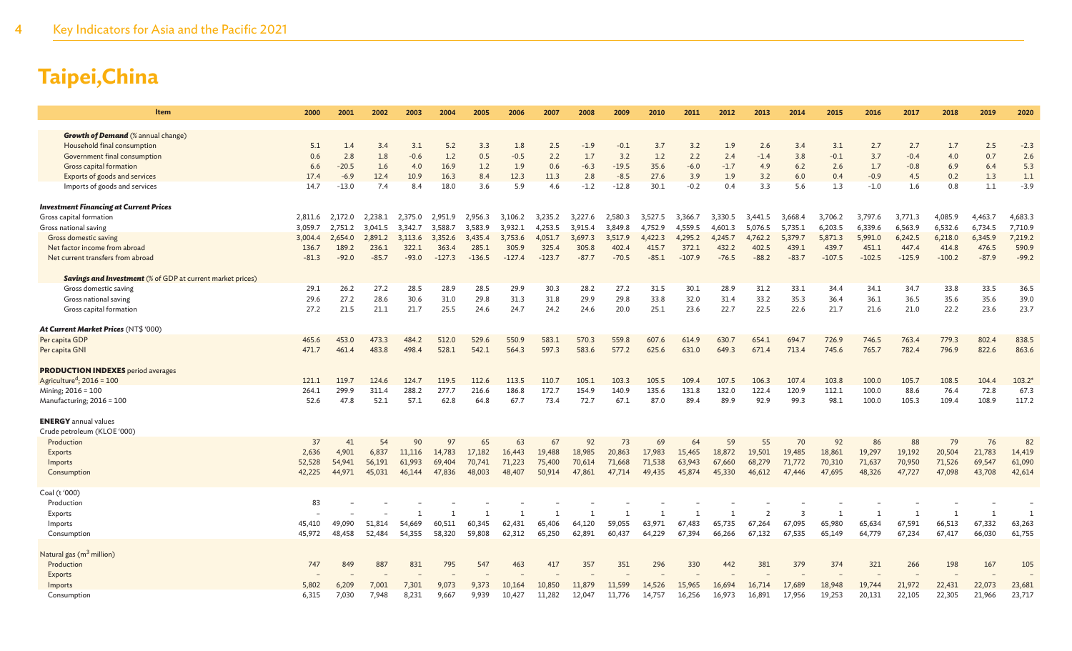# Taipei,China

| Item | 2000 | 2001 | 2002 | 2003 | 2004 | 2005 | 2006 | 2007 | 2008 | 2009 | 2010 | 2011 | 2012 | 2013 | 2014 | 2015 | 2016 | 2017 | 2018 | 2019 | 2020 |
|---|---|---|---|---|---|---|---|---|---|---|---|---|---|---|---|---|---|---|---|---|---|
| ***Growth of Demand*** (% annual change) | | | | | | | | | | | | | | | | | | | | | |
| Household final consumption | 5.1 | 1.4 | 3.4 | 3.1 | 5.2 | 3.3 | 1.8 | 2.5 | -1.9 | -0.1 | 3.7 | 3.2 | 1.9 | 2.6 | 3.4 | 3.1 | 2.7 | 2.7 | 1.7 | 2.5 | -2.3 |
| Government final consumption | 0.6 | 2.8 | 1.8 | -0.6 | 1.2 | 0.5 | -0.5 | 2.2 | 1.7 | 3.2 | 1.2 | 2.2 | 2.4 | -1.4 | 3.8 | -0.1 | 3.7 | -0.4 | 4.0 | 0.7 | 2.6 |
| Gross capital formation | 6.6 | -20.5 | 1.6 | 4.0 | 16.9 | 1.2 | 1.9 | 0.6 | -6.3 | -19.5 | 35.6 | -6.0 | -1.7 | 4.9 | 6.2 | 2.6 | 1.7 | -0.8 | 6.9 | 6.4 | 5.3 |
| Exports of goods and services | 17.4 | -6.9 | 12.4 | 10.9 | 16.3 | 8.4 | 12.3 | 11.3 | 2.8 | -8.5 | 27.6 | 3.9 | 1.9 | 3.2 | 6.0 | 0.4 | -0.9 | 4.5 | 0.2 | 1.3 | 1.1 |
| Imports of goods and services | 14.7 | -13.0 | 7.4 | 8.4 | 18.0 | 3.6 | 5.9 | 4.6 | -1.2 | -12.8 | 30.1 | -0.2 | 0.4 | 3.3 | 5.6 | 1.3 | -1.0 | 1.6 | 0.8 | 1.1 | -3.9 |
| ***Investment Financing at Current Prices*** | | | | | | | | | | | | | | | | | | | | | |
| Gross capital formation | 2,811.6 | 2,172.0 | 2,238.1 | 2,375.0 | 2,951.9 | 2,956.3 | 3,106.2 | 3,235.2 | 3,227.6 | 2,580.3 | 3,527.5 | 3,366.7 | 3,330.5 | 3,441.5 | 3,668.4 | 3,706.2 | 3,797.6 | 3,771.3 | 4,085.9 | 4,463.7 | 4,683.3 |
| Gross national saving | 3,059.7 | 2,751.2 | 3,041.5 | 3,342.7 | 3,588.7 | 3,583.9 | 3,932.1 | 4,253.5 | 3,915.4 | 3,849.8 | 4,752.9 | 4,559.5 | 4,601.3 | 5,076.5 | 5,735.1 | 6,203.5 | 6,339.6 | 6,563.9 | 6,532.6 | 6,734.5 | 7,710.9 |
| Gross domestic saving | 3,004.4 | 2,654.0 | 2,891.2 | 3,113.6 | 3,352.6 | 3,435.4 | 3,753.6 | 4,051.7 | 3,697.3 | 3,517.9 | 4,422.3 | 4,295.2 | 4,245.7 | 4,762.2 | 5,379.7 | 5,871.3 | 5,991.0 | 6,242.5 | 6,218.0 | 6,345.9 | 7,219.2 |
| Net factor income from abroad | 136.7 | 189.2 | 236.1 | 322.1 | 363.4 | 285.1 | 305.9 | 325.4 | 305.8 | 402.4 | 415.7 | 372.1 | 432.2 | 402.5 | 439.1 | 439.7 | 451.1 | 447.4 | 414.8 | 476.5 | 590.9 |
| Net current transfers from abroad | -81.3 | -92.0 | -85.7 | -93.0 | -127.3 | -136.5 | -127.4 | -123.7 | -87.7 | -70.5 | -85.1 | -107.9 | -76.5 | -88.2 | -83.7 | -107.5 | -102.5 | -125.9 | -100.2 | -87.9 | -99.2 |
| ***Savings and Investment*** (% of GDP at current market prices) | | | | | | | | | | | | | | | | | | | | | |
| Gross domestic saving | 29.1 | 26.2 | 27.2 | 28.5 | 28.9 | 28.5 | 29.9 | 30.3 | 28.2 | 27.2 | 31.5 | 30.1 | 28.9 | 31.2 | 33.1 | 34.4 | 34.1 | 34.7 | 33.8 | 33.5 | 36.5 |
| Gross national saving | 29.6 | 27.2 | 28.6 | 30.6 | 31.0 | 29.8 | 31.3 | 31.8 | 29.9 | 29.8 | 33.8 | 32.0 | 31.4 | 33.2 | 35.3 | 36.4 | 36.1 | 36.5 | 35.6 | 35.6 | 39.0 |
| Gross capital formation | 27.2 | 21.5 | 21.1 | 21.7 | 25.5 | 24.6 | 24.7 | 24.2 | 24.6 | 20.0 | 25.1 | 23.6 | 22.7 | 22.5 | 22.6 | 21.7 | 21.6 | 21.0 | 22.2 | 23.6 | 23.7 |
| ***At Current Market Prices*** (NT$ '000) | | | | | | | | | | | | | | | | | | | | | |
| Per capita GDP | 465.6 | 453.0 | 473.3 | 484.2 | 512.0 | 529.6 | 550.9 | 583.1 | 570.3 | 559.8 | 607.6 | 614.9 | 630.7 | 654.1 | 694.7 | 726.9 | 746.5 | 763.4 | 779.3 | 802.4 | 838.5 |
| Per capita GNI | 471.7 | 461.4 | 483.8 | 498.4 | 528.1 | 542.1 | 564.3 | 597.3 | 583.6 | 577.2 | 625.6 | 631.0 | 649.3 | 671.4 | 713.4 | 745.6 | 765.7 | 782.4 | 796.9 | 822.6 | 863.6 |
| **PRODUCTION INDEXES** period averages | | | | | | | | | | | | | | | | | | | | | |
| Agriculture[d]; 2016 = 100 | 121.1 | 119.7 | 124.6 | 124.7 | 119.5 | 112.6 | 113.5 | 110.7 | 105.1 | 103.3 | 105.5 | 109.4 | 107.5 | 106.3 | 107.4 | 103.8 | 100.0 | 105.7 | 108.5 | 104.4 | 103.2* |
| Mining; 2016 = 100 | 264.1 | 299.9 | 311.4 | 288.2 | 277.7 | 216.6 | 186.8 | 172.7 | 154.9 | 140.9 | 135.6 | 131.8 | 132.0 | 122.4 | 120.9 | 112.1 | 100.0 | 88.6 | 76.4 | 72.8 | 67.3 |
| Manufacturing; 2016 = 100 | 52.6 | 47.8 | 52.1 | 57.1 | 62.8 | 64.8 | 67.7 | 73.4 | 72.7 | 67.1 | 87.0 | 89.4 | 89.9 | 92.9 | 99.3 | 98.1 | 100.0 | 105.3 | 109.4 | 108.9 | 117.2 |
| **ENERGY** annual values | | | | | | | | | | | | | | | | | | | | | |
| Crude petroleum (KLOE '000) | | | | | | | | | | | | | | | | | | | | | |
| Production | 37 | 41 | 54 | 90 | 97 | 65 | 63 | 67 | 92 | 73 | 69 | 64 | 59 | 55 | 70 | 92 | 86 | 88 | 79 | 76 | 82 |
| Exports | 2,636 | 4,901 | 6,837 | 11,116 | 14,783 | 17,182 | 16,443 | 19,488 | 18,985 | 20,863 | 17,983 | 15,465 | 18,872 | 19,501 | 19,485 | 18,861 | 19,297 | 19,192 | 20,504 | 21,783 | 14,419 |
| Imports | 52,528 | 54,941 | 56,191 | 61,993 | 69,404 | 70,741 | 71,223 | 75,400 | 70,614 | 71,668 | 71,538 | 63,943 | 67,660 | 68,279 | 71,772 | 70,310 | 71,637 | 70,950 | 71,526 | 69,547 | 61,090 |
| Consumption | 42,225 | 44,971 | 45,031 | 46,144 | 47,836 | 48,003 | 48,407 | 50,914 | 47,861 | 47,714 | 49,435 | 45,874 | 45,330 | 46,612 | 47,446 | 47,695 | 48,326 | 47,727 | 47,098 | 43,708 | 42,614 |
| Coal (t '000) | | | | | | | | | | | | | | | | | | | | | |
| Production | 83 | – | – | – | – | – | – | – | – | – | – | – | – | – | – | – | – | – | – | – | – |
| Exports | – | – | – | 1 | 1 | 1 | 1 | 1 | 1 | 1 | 1 | 1 | 1 | 2 | 3 | 1 | 1 | 1 | 1 | 1 | 1 |
| Imports | 45,410 | 49,090 | 51,814 | 54,669 | 60,511 | 60,345 | 62,431 | 65,406 | 64,120 | 59,055 | 63,971 | 67,483 | 65,735 | 67,264 | 67,095 | 65,980 | 65,634 | 67,591 | 66,513 | 67,332 | 63,263 |
| Consumption | 45,972 | 48,458 | 52,484 | 54,355 | 58,320 | 59,808 | 62,312 | 65,250 | 62,891 | 60,437 | 64,229 | 67,394 | 66,266 | 67,132 | 67,535 | 65,149 | 64,779 | 67,234 | 67,417 | 66,030 | 61,755 |
| Natural gas ($m^3$ million) | | | | | | | | | | | | | | | | | | | | | |
| Production | 747 | 849 | 887 | 831 | 795 | 547 | 463 | 417 | 357 | 351 | 296 | 330 | 442 | 381 | 379 | 374 | 321 | 266 | 198 | 167 | 105 |
| Exports | – | – | – | – | – | – | – | – | – | – | – | – | – | – | – | – | – | – | – | – | – |
| Imports | 5,802 | 6,209 | 7,001 | 7,301 | 9,073 | 9,373 | 10,164 | 10,850 | 11,879 | 11,599 | 14,526 | 15,965 | 16,694 | 16,714 | 17,689 | 18,948 | 19,744 | 21,972 | 22,431 | 22,073 | 23,681 |
| Consumption | 6,315 | 7,030 | 7,948 | 8,231 | 9,667 | 9,939 | 10,427 | 11,282 | 12,047 | 11,776 | 14,757 | 16,256 | 16,973 | 16,891 | 17,956 | 19,253 | 20,131 | 22,105 | 22,305 | 21,966 | 23,717 |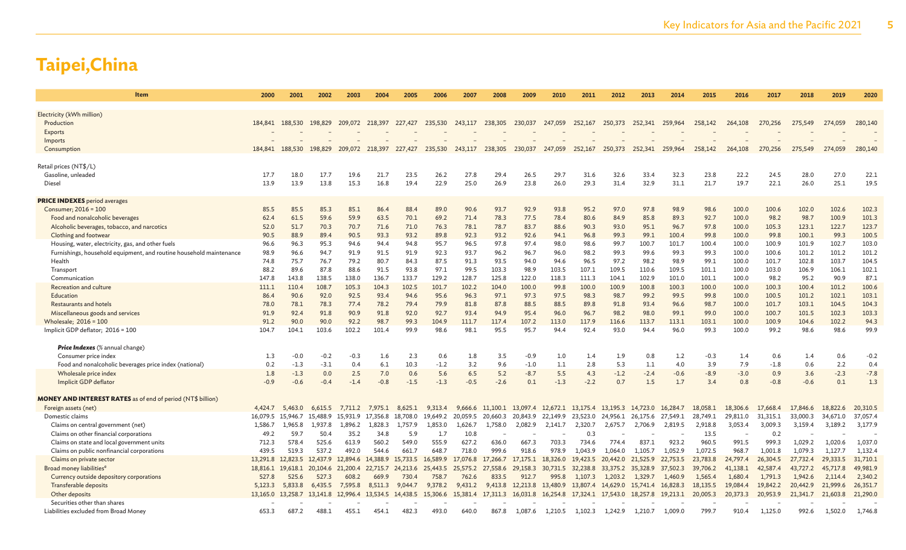# Taipei,China

| Item | 2000 | 2001 | 2002 | 2003 | 2004 | 2005 | 2006 | 2007 | 2008 | 2009 | 2010 | 2011 | 2012 | 2013 | 2014 | 2015 | 2016 | 2017 | 2018 | 2019 | 2020 |
|---|---|---|---|---|---|---|---|---|---|---|---|---|---|---|---|---|---|---|---|---|---|
| Electricity (kWh million) | | | | | | | | | | | | | | | | | | | | | |
| Production | 184,841 | 188,530 | 198,829 | 209,072 | 218,397 | 227,427 | 235,530 | 243,117 | 238,305 | 230,037 | 247,059 | 252,167 | 250,373 | 252,341 | 259,964 | 258,142 | 264,108 | 270,256 | 275,549 | 274,059 | 280,140 |
| Exports | – | – | – | – | – | – | – | – | – | – | – | – | – | – | – | – | – | – | – | – | – |
| Imports | – | – | – | – | – | – | – | – | – | – | – | – | – | – | – | – | – | – | – | – | – |
| Consumption | 184,841 | 188,530 | 198,829 | 209,072 | 218,397 | 227,427 | 235,530 | 243,117 | 238,305 | 230,037 | 247,059 | 252,167 | 250,373 | 252,341 | 259,964 | 258,142 | 264,108 | 270,256 | 275,549 | 274,059 | 280,140 |
| Retail prices (NT$/L) | | | | | | | | | | | | | | | | | | | | | |
| Gasoline, unleaded | 17.7 | 18.0 | 17.7 | 19.6 | 21.7 | 23.5 | 26.2 | 27.8 | 29.4 | 26.5 | 29.7 | 31.6 | 32.6 | 33.4 | 32.3 | 23.8 | 22.2 | 24.5 | 28.0 | 27.0 | 22.1 |
| Diesel | 13.9 | 13.9 | 13.8 | 15.3 | 16.8 | 19.4 | 22.9 | 25.0 | 26.9 | 23.8 | 26.0 | 29.3 | 31.4 | 32.9 | 31.1 | 21.7 | 19.7 | 22.1 | 26.0 | 25.1 | 19.5 |
| **PRICE INDEXES** period averages | | | | | | | | | | | | | | | | | | | | | |
| Consumer; 2016 = 100 | 85.5 | 85.5 | 85.3 | 85.1 | 86.4 | 88.4 | 89.0 | 90.6 | 93.7 | 92.9 | 93.8 | 95.2 | 97.0 | 97.8 | 98.9 | 98.6 | 100.0 | 100.6 | 102.0 | 102.6 | 102.3 |
| Food and nonalcoholic beverages | 62.4 | 61.5 | 59.6 | 59.9 | 63.5 | 70.1 | 69.2 | 71.4 | 78.3 | 77.5 | 78.4 | 80.6 | 84.9 | 85.8 | 89.3 | 92.7 | 100.0 | 98.2 | 98.7 | 100.9 | 101.3 |
| Alcoholic beverages, tobacco, and narcotics | 52.0 | 51.7 | 70.3 | 70.7 | 71.6 | 71.0 | 76.3 | 78.1 | 78.7 | 83.7 | 88.6 | 90.3 | 93.0 | 95.1 | 96.7 | 97.8 | 100.0 | 105.3 | 123.1 | 122.7 | 123.7 |
| Clothing and footwear | 90.5 | 88.9 | 89.4 | 90.5 | 93.3 | 93.2 | 89.8 | 92.3 | 93.2 | 92.6 | 94.1 | 96.8 | 99.3 | 99.1 | 100.4 | 99.8 | 100.0 | 99.8 | 100.1 | 99.3 | 100.5 |
| Housing, water, electricity, gas, and other fuels | 96.6 | 96.3 | 95.3 | 94.6 | 94.4 | 94.8 | 95.7 | 96.5 | 97.8 | 97.4 | 98.0 | 98.6 | 99.7 | 100.7 | 101.7 | 100.4 | 100.0 | 100.9 | 101.9 | 102.7 | 103.0 |
| Furnishings, household equipment, and routine household maintenance | 98.9 | 96.6 | 94.7 | 91.9 | 91.5 | 91.9 | 92.3 | 93.7 | 96.2 | 96.7 | 96.0 | 98.2 | 99.3 | 99.6 | 99.3 | 99.3 | 100.0 | 100.6 | 101.2 | 101.2 | 101.2 |
| Health | 74.8 | 75.7 | 76.7 | 79.2 | 80.7 | 84.3 | 87.5 | 91.3 | 93.5 | 94.0 | 94.6 | 96.5 | 97.2 | 98.2 | 98.9 | 99.1 | 100.0 | 101.7 | 102.8 | 103.7 | 104.5 |
| Transport | 88.2 | 89.6 | 87.8 | 88.6 | 91.5 | 93.8 | 97.1 | 99.5 | 103.3 | 98.9 | 103.5 | 107.1 | 109.5 | 110.6 | 109.5 | 101.1 | 100.0 | 103.0 | 106.9 | 106.1 | 102.1 |
| Communication | 147.8 | 143.8 | 138.5 | 138.0 | 136.7 | 133.7 | 129.2 | 128.7 | 125.8 | 122.0 | 118.3 | 111.3 | 104.1 | 102.9 | 101.0 | 101.1 | 100.0 | 98.2 | 95.2 | 90.9 | 87.1 |
| Recreation and culture | 111.1 | 110.4 | 108.7 | 105.3 | 104.3 | 102.5 | 101.7 | 102.2 | 104.0 | 100.0 | 99.8 | 100.0 | 100.9 | 100.8 | 100.3 | 100.0 | 100.0 | 100.3 | 100.4 | 101.2 | 100.6 |
| Education | 86.4 | 90.6 | 92.0 | 92.5 | 93.4 | 94.6 | 95.6 | 96.3 | 97.1 | 97.3 | 97.5 | 98.3 | 98.7 | 99.2 | 99.5 | 99.8 | 100.0 | 100.5 | 101.2 | 102.1 | 103.1 |
| Restaurants and hotels | 78.0 | 78.1 | 78.3 | 77.4 | 78.2 | 79.4 | 79.9 | 81.8 | 87.8 | 88.5 | 88.5 | 89.8 | 91.8 | 93.4 | 96.6 | 98.7 | 100.0 | 101.7 | 103.1 | 104.5 | 104.3 |
| Miscellaneous goods and services | 91.9 | 92.4 | 91.8 | 90.9 | 91.8 | 92.0 | 92.7 | 93.4 | 94.9 | 95.4 | 96.0 | 96.7 | 98.2 | 98.0 | 99.1 | 99.0 | 100.0 | 100.7 | 101.5 | 102.3 | 103.3 |
| Wholesale; 2016 = 100 | 91.2 | 90.0 | 90.0 | 92.2 | 98.7 | 99.3 | 104.9 | 111.7 | 117.4 | 107.2 | 113.0 | 117.9 | 116.6 | 113.7 | 113.1 | 103.1 | 100.0 | 100.9 | 104.6 | 102.2 | 94.3 |
| Implicit GDP deflator; 2016 = 100 | 104.7 | 104.1 | 103.6 | 102.2 | 101.4 | 99.9 | 98.6 | 98.1 | 95.5 | 95.7 | 94.4 | 92.4 | 93.0 | 94.4 | 96.0 | 99.3 | 100.0 | 99.2 | 98.6 | 98.6 | 99.9 |
| ***Price Indexes*** (% annual change) | | | | | | | | | | | | | | | | | | | | | |
| Consumer price index | 1.3 | -0.0 | -0.2 | -0.3 | 1.6 | 2.3 | 0.6 | 1.8 | 3.5 | -0.9 | 1.0 | 1.4 | 1.9 | 0.8 | 1.2 | -0.3 | 1.4 | 0.6 | 1.4 | 0.6 | -0.2 |
| Food and nonalcoholic beverages price index (national) | 0.2 | -1.3 | -3.1 | 0.4 | 6.1 | 10.3 | -1.2 | 3.2 | 9.6 | -1.0 | 1.1 | 2.8 | 5.3 | 1.1 | 4.0 | 3.9 | 7.9 | -1.8 | 0.6 | 2.2 | 0.4 |
| Wholesale price index | 1.8 | -1.3 | 0.0 | 2.5 | 7.0 | 0.6 | 5.6 | 6.5 | 5.2 | -8.7 | 5.5 | 4.3 | -1.2 | -2.4 | -0.6 | -8.9 | -3.0 | 0.9 | 3.6 | -2.3 | -7.8 |
| Implicit GDP deflator | -0.9 | -0.6 | -0.4 | -1.4 | -0.8 | -1.5 | -1.3 | -0.5 | -2.6 | 0.1 | -1.3 | -2.2 | 0.7 | 1.5 | 1.7 | 3.4 | 0.8 | -0.8 | -0.6 | 0.1 | 1.3 |
| **MONEY AND INTEREST RATES** as of end of period (NT$ billion) | | | | | | | | | | | | | | | | | | | | | |
| Foreign assets (net) | 4,424.7 | 5,463.0 | 6,615.5 | 7,711.2 | 7,975.1 | 8,625.1 | 9,313.4 | 9,666.6 | 11,100.1 | 13,097.4 | 12,672.1 | 13,175.4 | 13,195.3 | 14,723.0 | 16,284.7 | 18,058.1 | 18,306.6 | 17,668.4 | 17,846.6 | 18,822.6 | 20,310.5 |
| Domestic claims | 16,079.5 | 15,946.7 | 15,488.9 | 15,931.9 | 17,356.8 | 18,708.0 | 19,649.2 | 20,059.5 | 20,660.3 | 20,843.9 | 22,149.9 | 23,523.0 | 24,956.1 | 26,175.6 | 27,549.1 | 28,749.1 | 29,811.0 | 31,315.1 | 33,000.3 | 34,671.0 | 37,057.4 |
| Claims on central government (net) | 1,586.7 | 1,965.8 | 1,937.8 | 1,896.2 | 1,828.3 | 1,757.9 | 1,853.0 | 1,626.7 | 1,758.0 | 2,082.9 | 2,141.7 | 2,320.7 | 2,675.7 | 2,706.9 | 2,819.5 | 2,918.8 | 3,053.4 | 3,009.3 | 3,159.4 | 3,189.2 | 3,177.9 |
| Claims on other financial corporations | 49.2 | 59.7 | 50.4 | 35.2 | 34.8 | 5.9 | 1.7 | 10.8 | – | – | – | 0.3 | – | – | – | 13.5 | – | 0.2 | – | – | – |
| Claims on state and local government units | 712.3 | 578.4 | 525.6 | 613.9 | 560.2 | 549.0 | 555.9 | 627.2 | 636.0 | 667.3 | 703.3 | 734.6 | 774.4 | 837.1 | 923.2 | 960.5 | 991.5 | 999.3 | 1,029.2 | 1,020.6 | 1,037.0 |
| Claims on public nonfinancial corporations | 439.5 | 519.3 | 537.2 | 492.0 | 544.6 | 661.7 | 648.7 | 718.0 | 999.6 | 918.6 | 978.9 | 1,043.9 | 1,064.0 | 1,105.7 | 1,052.9 | 1,072.5 | 968.7 | 1,001.8 | 1,079.3 | 1,127.7 | 1,132.4 |
| Claims on private sector | 13,291.8 | 12,823.5 | 12,437.9 | 12,894.6 | 14,388.9 | 15,733.5 | 16,589.9 | 17,076.8 | 17,266.7 | 17,175.1 | 18,326.0 | 19,423.5 | 20,442.0 | 21,525.9 | 22,753.5 | 23,783.8 | 24,797.4 | 26,304.5 | 27,732.4 | 29,333.5 | 31,710.1 |
| Broad money liabilities[e] | 18,816.1 | 19,618.1 | 20,104.6 | 21,200.4 | 22,715.7 | 24,213.6 | 25,443.5 | 25,575.2 | 27,558.6 | 29,158.3 | 30,731.5 | 32,238.8 | 33,375.2 | 35,328.9 | 37,502.3 | 39,706.2 | 41,138.1 | 42,587.4 | 43,727.2 | 45,717.8 | 49,981.9 |
| Currency outside depository corporations | 527.8 | 525.6 | 527.3 | 608.2 | 669.9 | 730.4 | 758.7 | 762.6 | 833.5 | 912.7 | 995.8 | 1,107.3 | 1,203.2 | 1,329.7 | 1,460.9 | 1,565.4 | 1,680.4 | 1,791.3 | 1,942.6 | 2,114.4 | 2,340.2 |
| Transferable deposits | 5,123.3 | 5,833.8 | 6,435.5 | 7,595.8 | 8,511.3 | 9,044.7 | 9,378.2 | 9,431.2 | 9,413.8 | 12,213.8 | 13,480.9 | 13,807.4 | 14,629.0 | 15,741.4 | 16,828.3 | 18,135.5 | 19,084.4 | 19,842.2 | 20,442.9 | 21,999.6 | 26,351.7 |
| Other deposits | 13,165.0 | 13,258.7 | 13,141.8 | 12,996.4 | 13,534.5 | 14,438.5 | 15,306.6 | 15,381.4 | 17,311.3 | 16,031.8 | 16,254.8 | 17,324.1 | 17,543.0 | 18,257.8 | 19,213.1 | 20,005.3 | 20,373.3 | 20,953.9 | 21,341.7 | 21,603.8 | 21,290.0 |
| Securities other than shares | – | – | – | – | – | – | – | – | – | – | – | – | – | – | – | – | – | – | – | – | – |
| Liabilities excluded from Broad Money | 653.3 | 687.2 | 488.1 | 455.1 | 454.1 | 482.3 | 493.0 | 640.0 | 867.8 | 1,087.6 | 1,210.5 | 1,102.3 | 1,242.9 | 1,210.7 | 1,009.0 | 799.7 | 910.4 | 1,125.0 | 992.6 | 1,502.0 | 1,746.8 |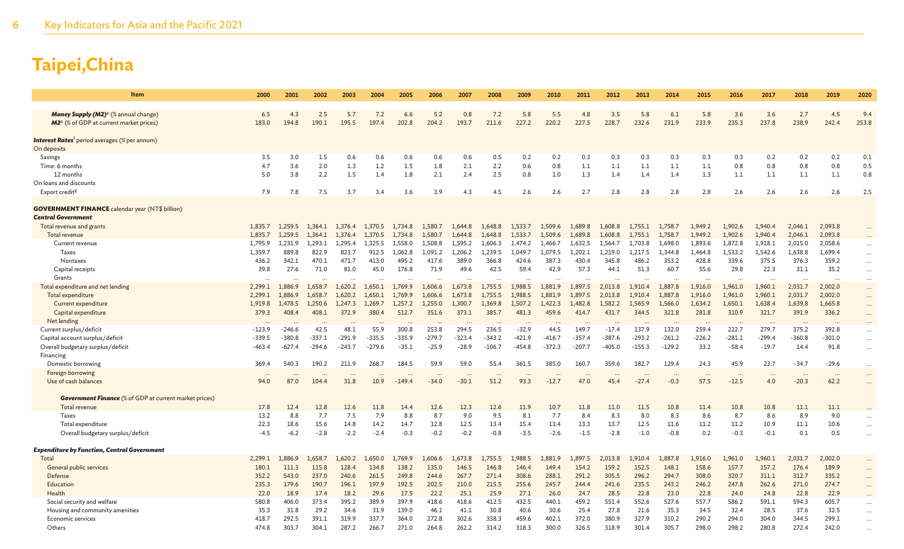# Taipei,China

| Item | 2000 | 2001 | 2002 | 2003 | 2004 | 2005 | 2006 | 2007 | 2008 | 2009 | 2010 | 2011 | 2012 | 2013 | 2014 | 2015 | 2016 | 2017 | 2018 | 2019 | 2020 |
|---|---|---|---|---|---|---|---|---|---|---|---|---|---|---|---|---|---|---|---|---|---|
| ***Money Supply (M2)***[e] (% annual change) | 6.5 | 4.3 | 2.5 | 5.7 | 7.2 | 6.6 | 5.2 | 0.8 | 7.2 | 5.8 | 5.5 | 4.8 | 3.5 | 5.8 | 6.1 | 5.8 | 3.6 | 3.6 | 2.7 | 4.5 | 9.4 |
| ***M2***[e] (% of GDP at current market prices) | 183.0 | 194.8 | 190.1 | 195.5 | 197.4 | 202.8 | 204.2 | 193.7 | 211.6 | 227.2 | 220.2 | 227.5 | 228.7 | 232.6 | 231.9 | 233.9 | 235.3 | 237.8 | 238.9 | 242.4 | 253.8 |
| ***Interest Rates***[f] period averages (% per annum) | | | | | | | | | | | | | | | | | | | | | |
| On deposits | | | | | | | | | | | | | | | | | | | | | |
| Savings | 3.5 | 3.0 | 1.5 | 0.6 | 0.6 | 0.6 | 0.6 | 0.6 | 0.5 | 0.2 | 0.2 | 0.3 | 0.3 | 0.3 | 0.3 | 0.3 | 0.3 | 0.2 | 0.2 | 0.2 | 0.1 |
| Time: 6 months | 4.7 | 3.6 | 2.0 | 1.3 | 1.2 | 1.5 | 1.8 | 2.1 | 2.2 | 0.6 | 0.8 | 1.1 | 1.1 | 1.1 | 1.1 | 1.1 | 0.8 | 0.8 | 0.8 | 0.8 | 0.5 |
| 12 months | 5.0 | 3.8 | 2.2 | 1.5 | 1.4 | 1.8 | 2.1 | 2.4 | 2.5 | 0.8 | 1.0 | 1.3 | 1.4 | 1.4 | 1.4 | 1.3 | 1.1 | 1.1 | 1.1 | 1.1 | 0.8 |
| On loans and discounts | | | | | | | | | | | | | | | | | | | | | |
| Export credit[g] | 7.9 | 7.8 | 7.5 | 3.7 | 3.4 | 3.6 | 3.9 | 4.3 | 4.5 | 2.6 | 2.6 | 2.7 | 2.8 | 2.8 | 2.8 | 2.8 | 2.6 | 2.6 | 2.6 | 2.6 | 2.5 |
| **GOVERNMENT FINANCE** calendar year (NT$ billion) | | | | | | | | | | | | | | | | | | | | | |
| ***Central Government*** | | | | | | | | | | | | | | | | | | | | | |
| Total revenue and grants | 1,835.7 | 1,259.5 | 1,364.1 | 1,376.4 | 1,370.5 | 1,734.8 | 1,580.7 | 1,644.8 | 1,648.8 | 1,533.7 | 1,509.6 | 1,689.8 | 1,608.8 | 1,755.1 | 1,758.7 | 1,949.2 | 1,902.6 | 1,940.4 | 2,046.1 | 2,093.8 | ... |
| Total revenue | 1,835.7 | 1,259.5 | 1,364.1 | 1,376.4 | 1,370.5 | 1,734.8 | 1,580.7 | 1,644.8 | 1,648.8 | 1,533.7 | 1,509.6 | 1,689.8 | 1,608.8 | 1,755.1 | 1,758.7 | 1,949.2 | 1,902.6 | 1,940.4 | 2,046.1 | 2,093.8 | ... |
| Current revenue | 1,795.9 | 1,231.9 | 1,293.1 | 1,295.4 | 1,325.5 | 1,558.0 | 1,508.8 | 1,595.2 | 1,606.3 | 1,474.2 | 1,466.7 | 1,632.5 | 1,564.7 | 1,703.8 | 1,698.0 | 1,893.6 | 1,872.8 | 1,918.1 | 2,015.0 | 2,058.6 | ... |
| Taxes | 1,359.7 | 889.8 | 822.9 | 823.7 | 912.5 | 1,062.8 | 1,091.2 | 1,206.2 | 1,239.5 | 1,049.7 | 1,079.5 | 1,202.1 | 1,219.0 | 1,217.5 | 1,344.8 | 1,464.8 | 1,533.2 | 1,542.6 | 1,638.8 | 1,699.4 | ... |
| Nontaxes | 436.2 | 342.1 | 470.1 | 471.7 | 413.0 | 495.2 | 417.6 | 389.0 | 366.8 | 424.6 | 387.3 | 430.4 | 345.8 | 486.2 | 353.2 | 428.8 | 339.6 | 375.5 | 376.3 | 359.2 | ... |
| Capital receipts | 39.8 | 27.6 | 71.0 | 81.0 | 45.0 | 176.8 | 71.9 | 49.6 | 42.5 | 59.4 | 42.9 | 57.3 | 44.1 | 51.3 | 60.7 | 55.6 | 29.8 | 22.3 | 31.1 | 35.2 | ... |
| Grants | ... | ... | ... | ... | ... | ... | ... | ... | ... | ... | ... | ... | ... | ... | ... | ... | ... | ... | ... | ... | ... |
| Total expenditure and net lending | 2,299.1 | 1,886.9 | 1,658.7 | 1,620.2 | 1,650.1 | 1,769.9 | 1,606.6 | 1,673.8 | 1,755.5 | 1,988.5 | 1,881.9 | 1,897.5 | 2,013.8 | 1,910.4 | 1,887.8 | 1,916.0 | 1,961.0 | 1,960.1 | 2,031.7 | 2,002.0 | ... |
| Total expenditure | 2,299.1 | 1,886.9 | 1,658.7 | 1,620.2 | 1,650.1 | 1,769.9 | 1,606.6 | 1,673.8 | 1,755.5 | 1,988.5 | 1,881.9 | 1,897.5 | 2,013.8 | 1,910.4 | 1,887.8 | 1,916.0 | 1,961.0 | 1,960.1 | 2,031.7 | 2,002.0 | ... |
| Current expenditure | 1,919.8 | 1,478.5 | 1,250.6 | 1,247.3 | 1,269.7 | 1,257.2 | 1,255.0 | 1,300.7 | 1,369.8 | 1,507.2 | 1,422.3 | 1,482.8 | 1,582.2 | 1,565.9 | 1,566.0 | 1,634.2 | 1,650.1 | 1,638.4 | 1,639.8 | 1,665.8 | ... |
| Capital expenditure | 379.3 | 408.4 | 408.1 | 372.9 | 380.4 | 512.7 | 351.6 | 373.1 | 385.7 | 481.3 | 459.6 | 414.7 | 431.7 | 344.5 | 321.8 | 281.8 | 310.9 | 321.7 | 391.9 | 336.2 | ... |
| Net lending | ... | ... | ... | ... | ... | ... | ... | ... | ... | ... | ... | ... | ... | ... | ... | ... | ... | ... | ... | ... | ... |
| Current surplus/deficit | -123.9 | -246.6 | 42.5 | 48.1 | 55.9 | 300.8 | 253.8 | 294.5 | 236.5 | -32.9 | 44.5 | 149.7 | -17.4 | 137.9 | 132.0 | 259.4 | 222.7 | 279.7 | 375.2 | 392.8 | ... |
| Capital account surplus/deficit | -339.5 | -380.8 | -337.1 | -291.9 | -335.5 | -335.9 | -279.7 | -323.4 | -343.2 | -421.9 | -416.7 | -357.4 | -387.6 | -293.2 | -261.2 | -226.2 | -281.1 | -299.4 | -360.8 | -301.0 | ... |
| Overall budgetary surplus/deficit | -463.4 | -627.4 | -294.6 | -243.7 | -279.6 | -35.1 | -25.9 | -28.9 | -106.7 | -454.8 | -372.3 | -207.7 | -405.0 | -155.3 | -129.2 | 33.2 | -58.4 | -19.7 | 14.4 | 91.8 | ... |
| Financing | | | | | | | | | | | | | | | | | | | | | |
| Domestic borrowing | 369.4 | 540.3 | 190.2 | 211.9 | 268.7 | 184.5 | 59.9 | 59.0 | 55.4 | 361.5 | 385.0 | 160.7 | 359.6 | 182.7 | 129.4 | 24.3 | 45.9 | 23.7 | -34.7 | -29.6 | ... |
| Foreign borrowing | ... | ... | ... | ... | ... | ... | ... | ... | ... | ... | ... | ... | ... | ... | ... | ... | ... | ... | ... | ... | ... |
| Use of cash balances | 94.0 | 87.0 | 104.4 | 31.8 | 10.9 | -149.4 | -34.0 | -30.1 | 51.2 | 93.3 | -12.7 | 47.0 | 45.4 | -27.4 | -0.3 | 57.5 | -12.5 | 4.0 | -20.3 | 62.2 | ... |
| ***Government Finance*** (% of GDP at current market prices) | | | | | | | | | | | | | | | | | | | | | |
| Total revenue | 17.8 | 12.4 | 12.8 | 12.6 | 11.8 | 14.4 | 12.6 | 12.3 | 12.6 | 11.9 | 10.7 | 11.8 | 11.0 | 11.5 | 10.8 | 11.4 | 10.8 | 10.8 | 11.1 | 11.1 | ... |
| Taxes | 13.2 | 8.8 | 7.7 | 7.5 | 7.9 | 8.8 | 8.7 | 9.0 | 9.5 | 8.1 | 7.7 | 8.4 | 8.3 | 8.0 | 8.3 | 8.6 | 8.7 | 8.6 | 8.9 | 9.0 | ... |
| Total expenditure | 22.3 | 18.6 | 15.6 | 14.8 | 14.2 | 14.7 | 12.8 | 12.5 | 13.4 | 15.4 | 13.4 | 13.3 | 13.7 | 12.5 | 11.6 | 11.2 | 11.2 | 10.9 | 11.1 | 10.6 | ... |
| Overall budgetary surplus/deficit | -4.5 | -6.2 | -2.8 | -2.2 | -2.4 | -0.3 | -0.2 | -0.2 | -0.8 | -3.5 | -2.6 | -1.5 | -2.8 | -1.0 | -0.8 | 0.2 | -0.3 | -0.1 | 0.1 | 0.5 | ... |
| ***Expenditure by Function, Central Government*** | | | | | | | | | | | | | | | | | | | | | |
| Total | 2,299.1 | 1,886.9 | 1,658.7 | 1,620.2 | 1,650.0 | 1,769.9 | 1,606.6 | 1,673.8 | 1,755.5 | 1,988.5 | 1,881.9 | 1,897.5 | 2,013.8 | 1,910.4 | 1,887.8 | 1,916.0 | 1,961.0 | 1,960.1 | 2,031.7 | 2,002.0 | ... |
| General public services | 180.1 | 111.3 | 115.8 | 128.4 | 134.8 | 138.2 | 135.0 | 146.5 | 146.8 | 146.4 | 149.4 | 154.2 | 159.2 | 152.5 | 148.1 | 158.6 | 157.7 | 157.2 | 176.4 | 189.9 | ... |
| Defense | 352.2 | 543.0 | 237.0 | 240.6 | 261.5 | 249.8 | 244.6 | 267.7 | 271.4 | 308.6 | 288.1 | 291.2 | 305.5 | 296.2 | 294.7 | 308.0 | 320.7 | 311.1 | 312.7 | 335.2 | ... |
| Education | 235.3 | 179.6 | 190.7 | 196.1 | 197.9 | 192.5 | 202.5 | 210.0 | 215.5 | 255.6 | 245.7 | 244.4 | 241.6 | 235.5 | 243.2 | 246.2 | 247.8 | 262.6 | 271.0 | 274.7 | ... |
| Health | 22.0 | 18.9 | 17.4 | 18.2 | 29.6 | 17.5 | 22.2 | 25.1 | 25.9 | 27.1 | 26.0 | 24.7 | 28.5 | 22.8 | 23.0 | 22.8 | 24.0 | 24.8 | 22.8 | 22.9 | ... |
| Social security and welfare | 580.8 | 406.0 | 373.4 | 395.2 | 389.9 | 397.9 | 418.6 | 418.6 | 412.5 | 432.5 | 440.1 | 459.2 | 551.4 | 552.6 | 527.6 | 557.7 | 586.2 | 591.1 | 594.3 | 605.7 | ... |
| Housing and community amenities | 35.3 | 31.8 | 29.2 | 34.6 | 31.9 | 139.0 | 46.1 | 41.1 | 30.8 | 40.6 | 30.6 | 25.4 | 27.8 | 21.6 | 35.3 | 34.5 | 32.4 | 28.5 | 37.6 | 32.5 | ... |
| Economic services | 418.7 | 292.5 | 391.1 | 319.9 | 337.7 | 364.0 | 272.8 | 302.6 | 338.3 | 459.6 | 402.1 | 372.0 | 380.9 | 327.9 | 310.2 | 290.2 | 294.0 | 304.0 | 344.5 | 299.1 | ... |
| Others | 474.8 | 303.7 | 304.1 | 287.2 | 266.7 | 271.0 | 264.8 | 262.2 | 314.2 | 318.3 | 300.0 | 326.5 | 318.9 | 301.4 | 305.7 | 298.0 | 298.2 | 280.8 | 272.4 | 242.0 | ... |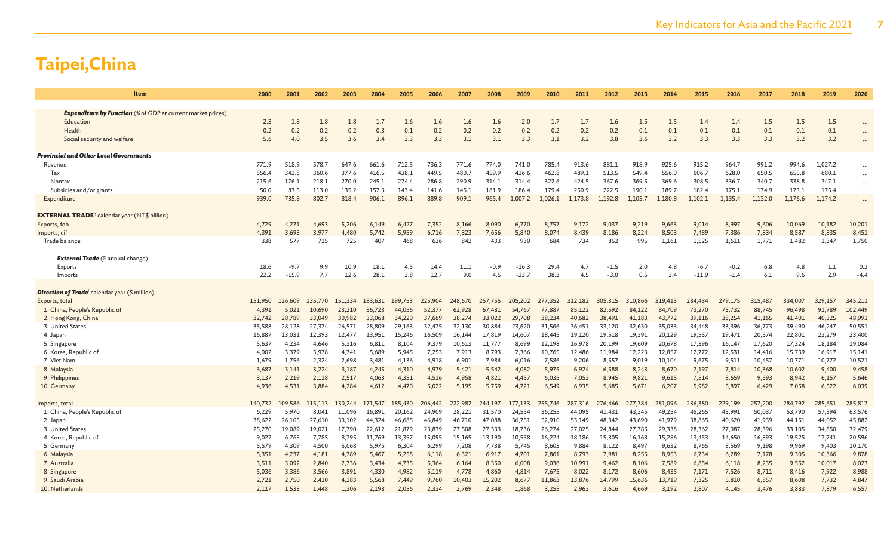# Taipei,China

| Item | 2000 | 2001 | 2002 | 2003 | 2004 | 2005 | 2006 | 2007 | 2008 | 2009 | 2010 | 2011 | 2012 | 2013 | 2014 | 2015 | 2016 | 2017 | 2018 | 2019 | 2020 |
|---|---|---|---|---|---|---|---|---|---|---|---|---|---|---|---|---|---|---|---|---|---|
| ***Expenditure by Function*** *(% of GDP at current market prices)* | | | | | | | | | | | | | | | | | | | | | |
| Education | 2.3 | 1.8 | 1.8 | 1.8 | 1.7 | 1.6 | 1.6 | 1.6 | 1.6 | 2.0 | 1.7 | 1.7 | 1.6 | 1.5 | 1.5 | 1.4 | 1.4 | 1.5 | 1.5 | 1.5 | ... |
| Health | 0.2 | 0.2 | 0.2 | 0.2 | 0.3 | 0.1 | 0.2 | 0.2 | 0.2 | 0.2 | 0.2 | 0.2 | 0.2 | 0.1 | 0.1 | 0.1 | 0.1 | 0.1 | 0.1 | 0.1 | ... |
| Social security and welfare | 5.6 | 4.0 | 3.5 | 3.6 | 3.4 | 3.3 | 3.3 | 3.1 | 3.1 | 3.3 | 3.1 | 3.2 | 3.8 | 3.6 | 3.2 | 3.3 | 3.3 | 3.3 | 3.2 | 3.2 | ... |
| ***Provincial and Other Local Governments*** | | | | | | | | | | | | | | | | | | | | | |
| Revenue | 771.9 | 518.9 | 578.7 | 647.6 | 661.6 | 712.5 | 736.3 | 771.6 | 774.0 | 741.0 | 785.4 | 913.6 | 881.1 | 918.9 | 925.6 | 915.2 | 964.7 | 991.2 | 994.6 | 1,027.2 | ... |
| Tax | 556.4 | 342.8 | 360.6 | 377.6 | 416.5 | 438.1 | 449.5 | 480.7 | 459.9 | 426.6 | 462.8 | 489.1 | 513.5 | 549.4 | 556.0 | 606.7 | 628.0 | 650.5 | 655.8 | 680.1 | ... |
| Nontax | 215.6 | 176.1 | 218.1 | 270.0 | 245.1 | 274.4 | 286.8 | 290.9 | 314.1 | 314.4 | 322.6 | 424.5 | 367.6 | 369.5 | 369.6 | 308.5 | 336.7 | 340.7 | 338.8 | 347.1 | ... |
| Subsidies and/or grants | 50.0 | 83.5 | 113.0 | 135.2 | 157.3 | 143.4 | 141.6 | 145.1 | 181.9 | 186.4 | 179.4 | 250.9 | 222.5 | 190.1 | 189.7 | 182.4 | 175.1 | 174.9 | 173.1 | 175.4 | ... |
| Expenditure | 939.0 | 735.8 | 802.7 | 818.4 | 906.1 | 896.1 | 889.8 | 909.1 | 965.4 | 1,007.2 | 1,026.1 | 1,173.8 | 1,192.8 | 1,105.7 | 1,180.8 | 1,102.1 | 1,135.4 | 1,132.0 | 1,176.6 | 1,174.2 | ... |
| **EXTERNAL TRADE**[h] calendar year (NT$ billion) | | | | | | | | | | | | | | | | | | | | | |
| Exports, fob | 4,729 | 4,271 | 4,693 | 5,206 | 6,149 | 6,427 | 7,352 | 8,166 | 8,090 | 6,770 | 8,757 | 9,172 | 9,037 | 9,219 | 9,663 | 9,014 | 8,997 | 9,606 | 10,069 | 10,182 | 10,201 |
| Imports, cif | 4,391 | 3,693 | 3,977 | 4,480 | 5,742 | 5,959 | 6,716 | 7,323 | 7,656 | 5,840 | 8,074 | 8,439 | 8,186 | 8,224 | 8,503 | 7,489 | 7,386 | 7,834 | 8,587 | 8,835 | 8,451 |
| Trade balance | 338 | 577 | 715 | 725 | 407 | 468 | 636 | 842 | 433 | 930 | 684 | 734 | 852 | 995 | 1,161 | 1,525 | 1,611 | 1,771 | 1,482 | 1,347 | 1,750 |
| ***External Trade*** (% annual change) | | | | | | | | | | | | | | | | | | | | | |
| Exports | 18.6 | -9.7 | 9.9 | 10.9 | 18.1 | 4.5 | 14.4 | 11.1 | -0.9 | -16.3 | 29.4 | 4.7 | -1.5 | 2.0 | 4.8 | -6.7 | -0.2 | 6.8 | 4.8 | 1.1 | 0.2 |
| Imports | 22.2 | -15.9 | 7.7 | 12.6 | 28.1 | 3.8 | 12.7 | 9.0 | 4.5 | -23.7 | 38.3 | 4.5 | -3.0 | 0.5 | 3.4 | -11.9 | -1.4 | 6.1 | 9.6 | 2.9 | -4.4 |
| ***Direction of Trade***[i] calendar year ($ million) | | | | | | | | | | | | | | | | | | | | | |
| Exports, total | 151,950 | 126,609 | 135,770 | 151,334 | 183,631 | 199,753 | 225,904 | 248,670 | 257,755 | 205,202 | 277,352 | 312,182 | 305,315 | 310,866 | 319,413 | 284,434 | 279,175 | 315,487 | 334,007 | 329,157 | 345,211 |
| 1. China, People's Republic of | 4,391 | 5,021 | 10,690 | 23,210 | 36,723 | 44,056 | 52,377 | 62,928 | 67,481 | 54,767 | 77,887 | 85,122 | 82,592 | 84,122 | 84,709 | 73,270 | 73,732 | 88,745 | 96,498 | 91,789 | 102,449 |
| 2. Hong Kong, China | 32,742 | 28,789 | 33,049 | 30,982 | 33,068 | 34,220 | 37,669 | 38,274 | 33,022 | 29,708 | 38,234 | 40,682 | 38,491 | 41,183 | 43,772 | 39,116 | 38,254 | 41,165 | 41,401 | 40,325 | 48,991 |
| 3. United States | 35,588 | 28,128 | 27,374 | 26,571 | 28,809 | 29,163 | 32,475 | 32,130 | 30,884 | 23,620 | 31,566 | 36,451 | 33,120 | 32,630 | 35,033 | 34,448 | 33,396 | 36,773 | 39,490 | 46,247 | 50,551 |
| 4. Japan | 16,887 | 13,031 | 12,393 | 12,477 | 13,951 | 15,246 | 16,509 | 16,144 | 17,819 | 14,607 | 18,445 | 19,120 | 19,518 | 19,391 | 20,129 | 19,557 | 19,471 | 20,574 | 22,801 | 23,279 | 23,400 |
| 5. Singapore | 5,637 | 4,234 | 4,646 | 5,316 | 6,811 | 8,104 | 9,379 | 10,613 | 11,777 | 8,699 | 12,198 | 16,978 | 20,199 | 19,609 | 20,678 | 17,396 | 16,147 | 17,620 | 17,324 | 18,184 | 19,084 |
| 6. Korea, Republic of | 4,002 | 3,379 | 3,978 | 4,741 | 5,689 | 5,945 | 7,253 | 7,913 | 8,793 | 7,366 | 10,765 | 12,486 | 11,984 | 12,223 | 12,857 | 12,772 | 12,531 | 14,416 | 15,739 | 16,917 | 15,141 |
| 7. Viet Nam | 1,679 | 1,756 | 2,324 | 2,698 | 3,481 | 4,136 | 4,918 | 6,901 | 7,984 | 6,016 | 7,586 | 9,206 | 8,557 | 9,019 | 10,104 | 9,675 | 9,511 | 10,457 | 10,771 | 10,772 | 10,521 |
| 8. Malaysia | 3,687 | 3,141 | 3,224 | 3,187 | 4,245 | 4,310 | 4,979 | 5,421 | 5,542 | 4,082 | 5,975 | 6,924 | 6,588 | 8,243 | 8,670 | 7,197 | 7,814 | 10,368 | 10,602 | 9,400 | 9,458 |
| 9. Philippines | 3,137 | 2,219 | 2,118 | 2,517 | 4,063 | 4,351 | 4,516 | 4,958 | 4,821 | 4,457 | 6,035 | 7,053 | 8,945 | 9,821 | 9,615 | 7,514 | 8,659 | 9,593 | 8,942 | 6,157 | 5,646 |
| 10. Germany | 4,936 | 4,531 | 3,884 | 4,284 | 4,612 | 4,470 | 5,022 | 5,195 | 5,759 | 4,721 | 6,549 | 6,935 | 5,685 | 5,671 | 6,207 | 5,982 | 5,897 | 6,429 | 7,058 | 6,522 | 6,039 |
| Imports, total | 140,732 | 109,586 | 115,113 | 130,244 | 171,547 | 185,430 | 206,442 | 222,982 | 244,197 | 177,133 | 255,746 | 287,316 | 276,466 | 277,384 | 281,096 | 236,380 | 229,199 | 257,200 | 284,792 | 285,651 | 285,817 |
| 1. China, People's Republic of | 6,229 | 5,970 | 8,041 | 11,096 | 16,891 | 20,162 | 24,909 | 28,221 | 31,570 | 24,554 | 36,255 | 44,095 | 41,431 | 43,345 | 49,254 | 45,265 | 43,991 | 50,037 | 53,790 | 57,394 | 63,576 |
| 2. Japan | 38,622 | 26,105 | 27,610 | 33,102 | 44,324 | 46,685 | 46,849 | 46,710 | 47,088 | 36,751 | 52,910 | 53,149 | 48,342 | 43,690 | 41,979 | 38,865 | 40,620 | 41,939 | 44,151 | 44,052 | 45,882 |
| 3. United States | 25,270 | 19,089 | 19,021 | 17,790 | 22,612 | 21,879 | 23,839 | 27,508 | 27,333 | 18,736 | 26,274 | 27,025 | 24,844 | 27,785 | 29,338 | 28,362 | 27,087 | 28,396 | 33,105 | 34,850 | 32,479 |
| 4. Korea, Republic of | 9,027 | 6,763 | 7,785 | 8,795 | 11,769 | 13,357 | 15,095 | 15,165 | 13,190 | 10,558 | 16,224 | 18,186 | 15,305 | 16,163 | 15,286 | 13,453 | 14,650 | 16,893 | 19,525 | 17,741 | 20,596 |
| 5. Germany | 5,579 | 4,309 | 4,500 | 5,068 | 5,975 | 6,304 | 6,299 | 7,208 | 7,738 | 5,745 | 8,603 | 9,884 | 8,122 | 8,497 | 9,632 | 8,765 | 8,569 | 9,198 | 9,969 | 9,403 | 10,170 |
| 6. Malaysia | 5,351 | 4,237 | 4,181 | 4,789 | 5,467 | 5,258 | 6,118 | 6,321 | 6,917 | 4,701 | 7,861 | 8,793 | 7,981 | 8,255 | 8,953 | 6,734 | 6,289 | 7,178 | 9,305 | 10,366 | 9,878 |
| 7. Australia | 3,511 | 3,092 | 2,840 | 2,736 | 3,434 | 4,735 | 5,364 | 6,164 | 8,350 | 6,008 | 9,036 | 10,991 | 9,462 | 8,106 | 7,589 | 6,854 | 6,118 | 8,235 | 9,552 | 10,017 | 8,023 |
| 8. Singapore | 5,036 | 3,386 | 3,566 | 3,891 | 4,330 | 4,982 | 5,119 | 4,778 | 4,860 | 4,814 | 7,675 | 8,022 | 8,172 | 8,606 | 8,435 | 7,171 | 7,526 | 8,711 | 8,416 | 7,922 | 8,988 |
| 9. Saudi Arabia | 2,721 | 2,750 | 2,410 | 4,283 | 5,568 | 7,449 | 9,760 | 10,403 | 15,202 | 8,677 | 11,863 | 13,876 | 14,799 | 15,636 | 13,719 | 7,325 | 5,810 | 6,857 | 8,608 | 7,732 | 4,847 |
| 10. Netherlands | 2,117 | 1,533 | 1,448 | 1,306 | 2,198 | 2,056 | 2,334 | 2,769 | 2,348 | 1,868 | 3,255 | 2,963 | 3,616 | 4,669 | 3,192 | 2,807 | 4,145 | 3,476 | 3,883 | 7,879 | 6,557 |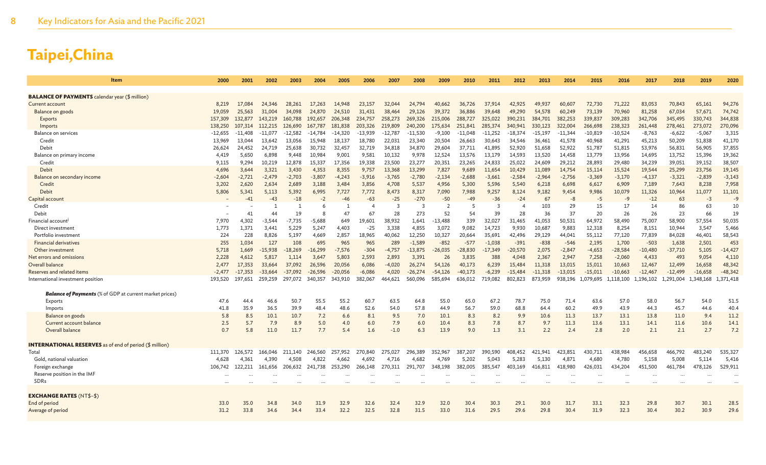# Taipei,China

| Item | 2000 | 2001 | 2002 | 2003 | 2004 | 2005 | 2006 | 2007 | 2008 | 2009 | 2010 | 2011 | 2012 | 2013 | 2014 | 2015 | 2016 | 2017 | 2018 | 2019 | 2020 |
|---|---|---|---|---|---|---|---|---|---|---|---|---|---|---|---|---|---|---|---|---|---|
| **BALANCE OF PAYMENTS** calendar year ($ million) | | | | | | | | | | | | | | | | | | | | | |
| Current account | 8,219 | 17,084 | 24,346 | 28,261 | 17,263 | 14,948 | 23,157 | 32,044 | 24,794 | 40,662 | 36,726 | 37,914 | 42,925 | 49,937 | 60,607 | 72,730 | 71,222 | 83,053 | 70,843 | 65,161 | 94,276 |
| Balance on goods | 19,059 | 25,563 | 31,004 | 34,098 | 24,870 | 24,510 | 31,431 | 38,464 | 29,126 | 39,372 | 36,886 | 39,648 | 49,290 | 54,578 | 60,249 | 73,139 | 70,960 | 81,258 | 67,034 | 57,671 | 74,742 |
| Exports | 157,309 | 132,877 | 143,219 | 160,788 | 192,657 | 206,348 | 234,757 | 258,273 | 269,326 | 215,006 | 288,727 | 325,022 | 390,231 | 384,701 | 382,253 | 339,837 | 309,283 | 342,706 | 345,495 | 330,743 | 344,838 |
| Imports | 138,250 | 107,314 | 112,215 | 126,690 | 167,787 | 181,838 | 203,326 | 219,809 | 240,200 | 175,634 | 251,841 | 285,374 | 340,941 | 330,123 | 322,004 | 266,698 | 238,323 | 261,448 | 278,461 | 273,072 | 270,096 |
| Balance on services | -12,655 | -11,408 | -11,077 | -12,582 | -14,784 | -14,320 | -13,939 | -12,787 | -11,530 | -9,100 | -11,048 | -11,252 | -18,374 | -15,197 | -11,344 | -10,819 | -10,524 | -8,763 | -6,622 | -5,067 | 3,315 |
| Credit | 13,969 | 13,044 | 13,642 | 13,056 | 15,948 | 18,137 | 18,780 | 22,031 | 23,340 | 20,504 | 26,663 | 30,643 | 34,546 | 36,461 | 41,578 | 40,968 | 41,291 | 45,213 | 50,209 | 51,838 | 41,170 |
| Debit | 26,624 | 24,452 | 24,719 | 25,638 | 30,732 | 32,457 | 32,719 | 34,818 | 34,870 | 29,604 | 37,711 | 41,895 | 52,920 | 51,658 | 52,922 | 51,787 | 51,815 | 53,976 | 56,831 | 56,905 | 37,855 |
| Balance on primary income | 4,419 | 5,650 | 6,898 | 9,448 | 10,984 | 9,001 | 9,581 | 10,132 | 9,978 | 12,524 | 13,576 | 13,179 | 14,593 | 13,520 | 14,458 | 13,779 | 13,956 | 14,695 | 13,752 | 15,396 | 19,362 |
| Credit | 9,115 | 9,294 | 10,219 | 12,878 | 15,337 | 17,356 | 19,338 | 23,500 | 23,277 | 20,351 | 23,265 | 24,833 | 25,022 | 24,609 | 29,212 | 28,893 | 29,480 | 34,239 | 39,051 | 39,152 | 38,507 |
| Debit | 4,696 | 3,644 | 3,321 | 3,430 | 4,353 | 8,355 | 9,757 | 13,368 | 13,299 | 7,827 | 9,689 | 11,654 | 10,429 | 11,089 | 14,754 | 15,114 | 15,524 | 19,544 | 25,299 | 23,756 | 19,145 |
| Balance on secondary income | -2,604 | -2,721 | -2,479 | -2,703 | -3,807 | -4,243 | -3,916 | -3,765 | -2,780 | -2,134 | -2,688 | -3,661 | -2,584 | -2,964 | -2,756 | -3,369 | -3,170 | -4,137 | -3,321 | -2,839 | -3,143 |
| Credit | 3,202 | 2,620 | 2,634 | 2,689 | 3,188 | 3,484 | 3,856 | 4,708 | 5,537 | 4,956 | 5,300 | 5,596 | 5,540 | 6,218 | 6,698 | 6,617 | 6,909 | 7,189 | 7,643 | 8,238 | 7,958 |
| Debit | 5,806 | 5,341 | 5,113 | 5,392 | 6,995 | 7,727 | 7,772 | 8,473 | 8,317 | 7,090 | 7,988 | 9,257 | 8,124 | 9,182 | 9,454 | 9,986 | 10,079 | 11,326 | 10,964 | 11,077 | 11,101 |
| Capital account | – | -41 | -43 | -18 | -2 | -46 | -63 | -25 | -270 | -50 | -49 | -36 | -24 | 67 | -8 | -5 | -9 | -12 | 63 | -3 | -9 |
| Credit | – | – | 1 | 1 | 6 | 1 | 4 | 3 | 3 | 2 | 5 | 3 | 4 | 103 | 29 | 15 | 17 | 14 | 86 | 63 | 10 |
| Debit | – | 41 | 44 | 19 | 8 | 47 | 67 | 28 | 273 | 52 | 54 | 39 | 28 | 36 | 37 | 20 | 26 | 26 | 23 | 66 | 19 |
| Financial account[i] | 7,970 | 4,302 | -3,544 | -7,735 | -5,688 | 649 | 19,601 | 38,932 | 1,641 | -13,488 | 339 | 32,027 | 31,465 | 41,053 | 50,531 | 64,972 | 58,490 | 75,007 | 58,900 | 57,554 | 50,035 |
| Direct investment | 1,773 | 1,371 | 3,441 | 5,229 | 5,247 | 4,403 | -25 | 3,338 | 4,855 | 3,072 | 9,082 | 14,723 | 9,930 | 10,687 | 9,883 | 12,318 | 8,254 | 8,151 | 10,944 | 3,547 | 5,466 |
| Portfolio investment | 224 | 228 | 8,826 | 5,197 | 4,669 | 2,857 | 18,965 | 40,062 | 12,250 | 10,327 | 20,664 | 35,691 | 42,496 | 29,129 | 44,041 | 55,112 | 77,120 | 77,839 | 84,028 | 46,401 | 58,543 |
| Financial derivatives | 255 | 1,034 | 127 | 108 | 695 | 965 | 965 | 289 | -1,589 | -852 | -577 | -1,038 | -391 | -838 | -546 | 2,195 | 1,700 | -503 | 1,638 | 2,501 | 453 |
| Other investment | 5,718 | 1,669 | -15,938 | -18,269 | -16,299 | -7,576 | -304 | -4,757 | -13,875 | -26,035 | -28,830 | -17,349 | -20,570 | 2,075 | -2,847 | -4,653 | -28,584 | -10,480 | -37,710 | 5,105 | -14,427 |
| Net errors and omissions | 2,228 | 4,612 | 5,817 | 1,114 | 3,647 | 5,803 | 2,593 | 2,893 | 3,391 | 26 | 3,835 | 388 | 4,048 | 2,367 | 2,947 | 7,258 | -2,060 | 4,433 | 493 | 9,054 | 4,110 |
| Overall balance | 2,477 | 17,353 | 33,664 | 37,092 | 26,596 | 20,056 | 6,086 | -4,020 | 26,274 | 54,126 | 40,173 | 6,239 | 15,484 | 11,318 | 13,015 | 15,011 | 10,663 | 12,467 | 12,499 | 16,658 | 48,342 |
| Reserves and related items | -2,477 | -17,353 | -33,664 | -37,092 | -26,596 | -20,056 | -6,086 | 4,020 | -26,274 | -54,126 | -40,173 | -6,239 | -15,484 | -11,318 | -13,015 | -15,011 | -10,663 | -12,467 | -12,499 | -16,658 | -48,342 |
| International investment position | 193,520 | 197,651 | 259,259 | 297,072 | 340,357 | 343,910 | 382,067 | 464,621 | 560,096 | 585,694 | 636,012 | 719,082 | 802,823 | 873,959 | 938,196 | 1,079,695 | 1,118,100 | 1,196,102 | 1,291,004 | 1,348,168 | 1,371,418 |
| ***Balance of Payments*** (% of GDP at current market prices) | | | | | | | | | | | | | | | | | | | | | |
| Exports | 47.6 | 44.4 | 46.6 | 50.7 | 55.5 | 55.2 | 60.7 | 63.5 | 64.8 | 55.0 | 65.0 | 67.2 | 78.7 | 75.0 | 71.4 | 63.6 | 57.0 | 58.0 | 56.7 | 54.0 | 51.5 |
| Imports | 41.8 | 35.9 | 36.5 | 39.9 | 48.4 | 48.6 | 52.6 | 54.0 | 57.8 | 44.9 | 56.7 | 59.0 | 68.8 | 64.4 | 60.2 | 49.9 | 43.9 | 44.3 | 45.7 | 44.6 | 40.4 |
| Balance on goods | 5.8 | 8.5 | 10.1 | 10.7 | 7.2 | 6.6 | 8.1 | 9.5 | 7.0 | 10.1 | 8.3 | 8.2 | 9.9 | 10.6 | 11.3 | 13.7 | 13.1 | 13.8 | 11.0 | 9.4 | 11.2 |
| Current account balance | 2.5 | 5.7 | 7.9 | 8.9 | 5.0 | 4.0 | 6.0 | 7.9 | 6.0 | 10.4 | 8.3 | 7.8 | 8.7 | 9.7 | 11.3 | 13.6 | 13.1 | 14.1 | 11.6 | 10.6 | 14.1 |
| Overall balance | 0.7 | 5.8 | 11.0 | 11.7 | 7.7 | 5.4 | 1.6 | -1.0 | 6.3 | 13.9 | 9.0 | 1.3 | 3.1 | 2.2 | 2.4 | 2.8 | 2.0 | 2.1 | 2.1 | 2.7 | 7.2 |
| **INTERNATIONAL RESERVES** as of end of period ($ million) | | | | | | | | | | | | | | | | | | | | | |
| Total | 111,370 | 126,572 | 166,046 | 211,140 | 246,560 | 257,952 | 270,840 | 275,027 | 296,389 | 352,967 | 387,207 | 390,590 | 408,452 | 421,941 | 423,851 | 430,711 | 438,984 | 456,658 | 466,792 | 483,240 | 535,327 |
| Gold, national valuation | 4,628 | 4,361 | 4,390 | 4,508 | 4,822 | 4,662 | 4,692 | 4,716 | 4,682 | 4,769 | 5,202 | 5,043 | 5,283 | 5,130 | 4,871 | 4,680 | 4,780 | 5,158 | 5,008 | 5,114 | 5,416 |
| Foreign exchange | 106,742 | 122,211 | 161,656 | 206,632 | 241,738 | 253,290 | 266,148 | 270,311 | 291,707 | 348,198 | 382,005 | 385,547 | 403,169 | 416,811 | 418,980 | 426,031 | 434,204 | 451,500 | 461,784 | 478,126 | 529,911 |
| Reserve position in the IMF | ... | ... | ... | ... | ... | ... | ... | ... | ... | ... | ... | ... | ... | ... | ... | ... | ... | ... | ... | ... | ... |
| SDRs | ... | ... | ... | ... | ... | ... | ... | ... | ... | ... | ... | ... | ... | ... | ... | ... | ... | ... | ... | ... | ... |
| **EXCHANGE RATES** (NT$–$) | | | | | | | | | | | | | | | | | | | | | |
| End of period | 33.0 | 35.0 | 34.8 | 34.0 | 31.9 | 32.9 | 32.6 | 32.4 | 32.9 | 32.0 | 30.4 | 30.3 | 29.1 | 30.0 | 31.7 | 33.1 | 32.3 | 29.8 | 30.7 | 30.1 | 28.5 |
| Average of period | 31.2 | 33.8 | 34.6 | 34.4 | 33.4 | 32.2 | 32.5 | 32.8 | 31.5 | 33.0 | 31.6 | 29.5 | 29.6 | 29.8 | 30.4 | 31.9 | 32.3 | 30.4 | 30.2 | 30.9 | 29.6 |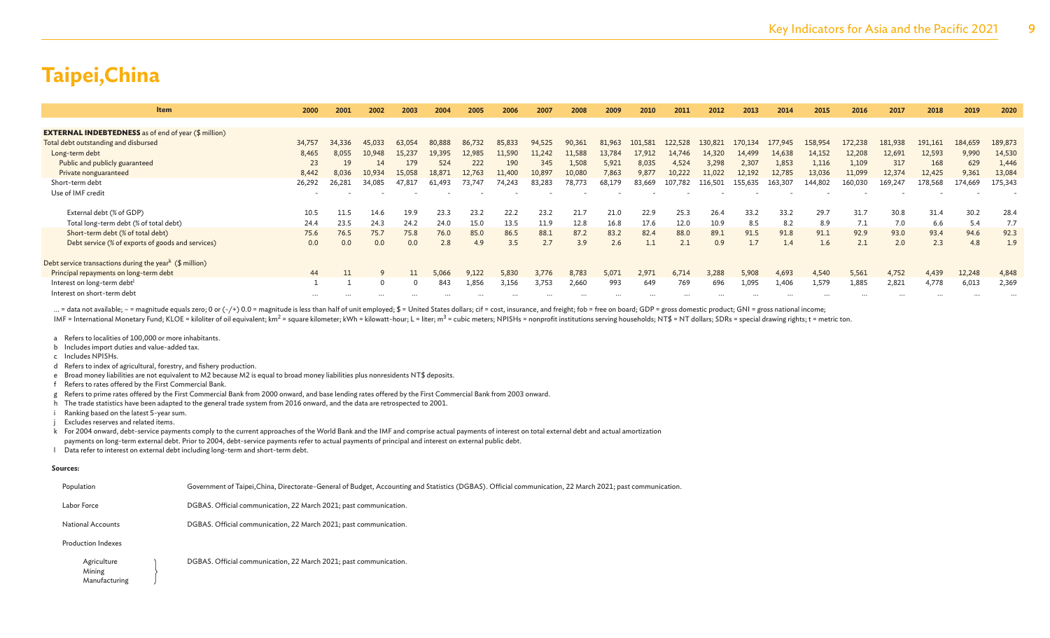# Taipei,China

| Item | 2000 | 2001 | 2002 | 2003 | 2004 | 2005 | 2006 | 2007 | 2008 | 2009 | 2010 | 2011 | 2012 | 2013 | 2014 | 2015 | 2016 | 2017 | 2018 | 2019 | 2020 |
|---|---|---|---|---|---|---|---|---|---|---|---|---|---|---|---|---|---|---|---|---|---|
| **EXTERNAL INDEBTEDNESS** as of end of year ($ million) | | | | | | | | | | | | | | | | | | | | | |
| Total debt outstanding and disbursed | 34,757 | 34,336 | 45,033 | 63,054 | 80,888 | 86,732 | 85,833 | 94,525 | 90,361 | 81,963 | 101,581 | 122,528 | 130,821 | 170,134 | 177,945 | 158,954 | 172,238 | 181,938 | 191,161 | 184,659 | 189,873 |
| Long-term debt | 8,465 | 8,055 | 10,948 | 15,237 | 19,395 | 12,985 | 11,590 | 11,242 | 11,588 | 13,784 | 17,912 | 14,746 | 14,320 | 14,499 | 14,638 | 14,152 | 12,208 | 12,691 | 12,593 | 9,990 | 14,530 |
| Public and publicly guaranteed | 23 | 19 | 14 | 179 | 524 | 222 | 190 | 345 | 1,508 | 5,921 | 8,035 | 4,524 | 3,298 | 2,307 | 1,853 | 1,116 | 1,109 | 317 | 168 | 629 | 1,446 |
| Private nonguaranteed | 8,442 | 8,036 | 10,934 | 15,058 | 18,871 | 12,763 | 11,400 | 10,897 | 10,080 | 7,863 | 9,877 | 10,222 | 11,022 | 12,192 | 12,785 | 13,036 | 11,099 | 12,374 | 12,425 | 9,361 | 13,084 |
| Short-term debt | 26,292 | 26,281 | 34,085 | 47,817 | 61,493 | 73,747 | 74,243 | 83,283 | 78,773 | 68,179 | 83,669 | 107,782 | 116,501 | 155,635 | 163,307 | 144,802 | 160,030 | 169,247 | 178,568 | 174,669 | 175,343 |
| Use of IMF credit | - | - | - | - | - | - | - | - | - | - | - | - | - | - | - | - | - | - | - | - | - |
| External debt (% of GDP) | 10.5 | 11.5 | 14.6 | 19.9 | 23.3 | 23.2 | 22.2 | 23.2 | 21.7 | 21.0 | 22.9 | 25.3 | 26.4 | 33.2 | 33.2 | 29.7 | 31.7 | 30.8 | 31.4 | 30.2 | 28.4 |
| Total long-term debt (% of total debt) | 24.4 | 23.5 | 24.3 | 24.2 | 24.0 | 15.0 | 13.5 | 11.9 | 12.8 | 16.8 | 17.6 | 12.0 | 10.9 | 8.5 | 8.2 | 8.9 | 7.1 | 7.0 | 6.6 | 5.4 | 7.7 |
| Short-term debt (% of total debt) | 75.6 | 76.5 | 75.7 | 75.8 | 76.0 | 85.0 | 86.5 | 88.1 | 87.2 | 83.2 | 82.4 | 88.0 | 89.1 | 91.5 | 91.8 | 91.1 | 92.9 | 93.0 | 93.4 | 94.6 | 92.3 |
| Debt service (% of exports of goods and services) | 0.0 | 0.0 | 0.0 | 0.0 | 2.8 | 4.9 | 3.5 | 2.7 | 3.9 | 2.6 | 1.1 | 2.1 | 0.9 | 1.7 | 1.4 | 1.6 | 2.1 | 2.0 | 2.3 | 4.8 | 1.9 |
| Debt service transactions during the year[k] ($ million) | | | | | | | | | | | | | | | | | | | | | |
| Principal repayments on long-term debt | 44 | 11 | 9 | 11 | 5,066 | 9,122 | 5,830 | 3,776 | 8,783 | 5,071 | 2,971 | 6,714 | 3,288 | 5,908 | 4,693 | 4,540 | 5,561 | 4,752 | 4,439 | 12,248 | 4,848 |
| Interest on long-term debt[l] | 1 | 1 | 0 | 0 | 843 | 1,856 | 3,156 | 3,753 | 2,660 | 993 | 649 | 769 | 696 | 1,095 | 1,406 | 1,579 | 1,885 | 2,821 | 4,778 | 6,013 | 2,369 |
| Interest on short-term debt | ... | ... | ... | ... | ... | ... | ... | ... | ... | ... | ... | ... | ... | ... | ... | ... | ... | ... | ... | ... | ... |

... = data not available; – = magnitude equals zero; 0 or (-/+) 0.0 = magnitude is less than half of unit employed; $ = United States dollars; cif = cost, insurance, and freight; fob = free on board; GDP = gross domestic product; GNI = gross national income; IMF = International Monetary Fund; KLOE = kiloliter of oil equivalent; km$^2$ = square kilometer; kWh = kilowatt-hour; L = liter; m$^3$ = cubic meters; NPISHs = nonprofit institutions serving households; NT$ = NT dollars; SDRs = special drawing rights; t = metric ton.

a Refers to localities of 100,000 or more inhabitants.
b Includes import duties and value-added tax.
c Includes NPISHs.
d Refers to index of agricultural, forestry, and fishery production.
e Broad money liabilities are not equivalent to M2 because M2 is equal to broad money liabilities plus nonresidents NT$ deposits.
f Refers to rates offered by the First Commercial Bank.
g Refers to prime rates offered by the First Commercial Bank from 2000 onward, and base lending rates offered by the First Commercial Bank from 2003 onward.
h The trade statistics have been adapted to the general trade system from 2016 onward, and the data are retrospected to 2001.
i Ranking based on the latest 5-year sum.
j Excludes reserves and related items.
k For 2004 onward, debt-service payments comply to the current approaches of the World Bank and the IMF and comprise actual payments of interest on total external debt and actual amortization payments on long-term external debt. Prior to 2004, debt-service payments refer to actual payments of principal and interest on external public debt.
l Data refer to interest on external debt including long-term and short-term debt.

**Sources:**

Population — Government of Taipei,China, Directorate-General of Budget, Accounting and Statistics (DGBAS). Official communication, 22 March 2021; past communication.

Labor Force — DGBAS. Official communication, 22 March 2021; past communication.

National Accounts — DGBAS. Official communication, 22 March 2021; past communication.

Production Indexes

Agriculture, Mining, Manufacturing — DGBAS. Official communication, 22 March 2021; past communication.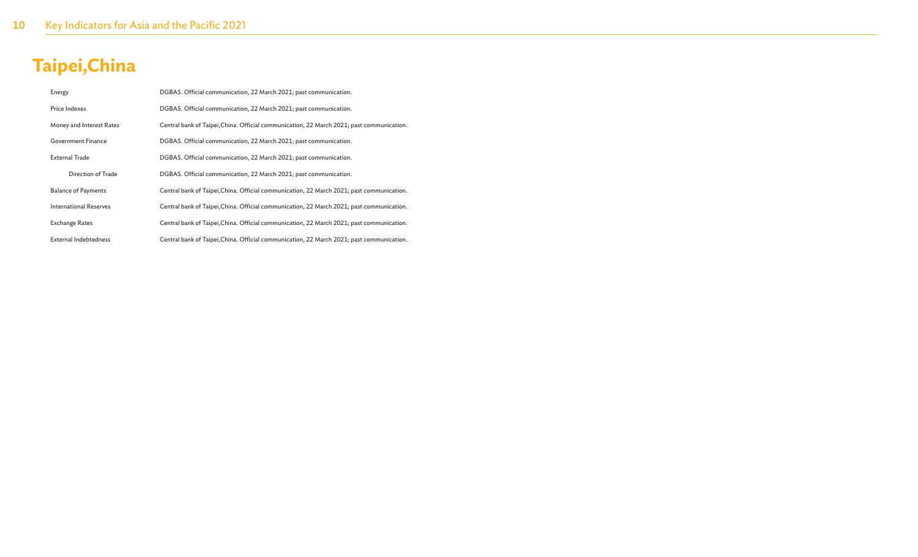# Taipei,China

| | |
|---|---|
| Energy | DGBAS. Official communication, 22 March 2021; past communication. |
| Price Indexes | DGBAS. Official communication, 22 March 2021; past communication. |
| Money and Interest Rates | Central bank of Taipei,China. Official communication, 22 March 2021; past communication. |
| Government Finance | DGBAS. Official communication, 22 March 2021; past communication. |
| External Trade | DGBAS. Official communication, 22 March 2021; past communication. |
| Direction of Trade | DGBAS. Official communication, 22 March 2021; past communication. |
| Balance of Payments | Central bank of Taipei,China. Official communication, 22 March 2021; past communication. |
| International Reserves | Central bank of Taipei,China. Official communication, 22 March 2021; past communication. |
| Exchange Rates | Central bank of Taipei,China. Official communication, 22 March 2021; past communication. |
| External Indebtedness | Central bank of Taipei,China. Official communication, 22 March 2021; past communication. |